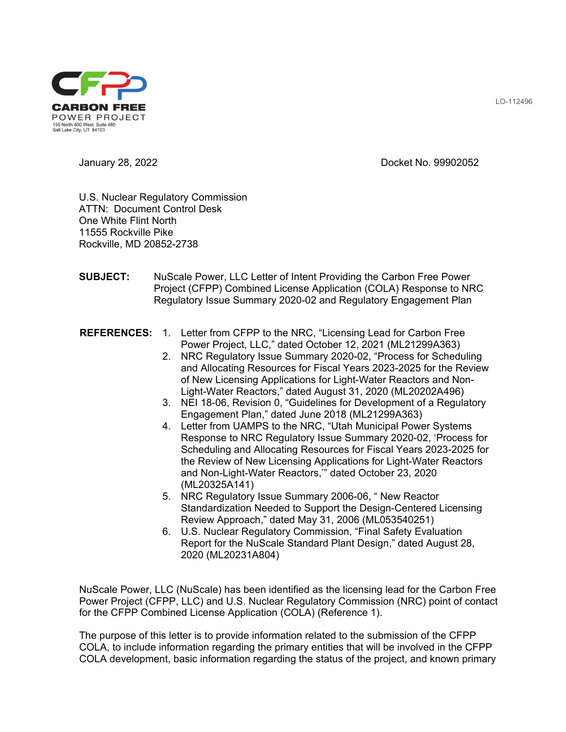**CARBON FREE**
POWER PROJECT
155 North 400 West, Suite 480
Salt Lake City, UT 84103

LO-112496

January 28, 2022 Docket No. 99902052

U.S. Nuclear Regulatory Commission
ATTN: Document Control Desk
One White Flint North
11555 Rockville Pike
Rockville, MD 20852-2738

**SUBJECT:** NuScale Power, LLC Letter of Intent Providing the Carbon Free Power Project (CFPP) Combined License Application (COLA) Response to NRC Regulatory Issue Summary 2020-02 and Regulatory Engagement Plan

**REFERENCES:**

1. Letter from CFPP to the NRC, "Licensing Lead for Carbon Free Power Project, LLC," dated October 12, 2021 (ML21299A363)
2. NRC Regulatory Issue Summary 2020-02, "Process for Scheduling and Allocating Resources for Fiscal Years 2023-2025 for the Review of New Licensing Applications for Light-Water Reactors and Non-Light-Water Reactors," dated August 31, 2020 (ML20202A496)
3. NEI 18-06, Revision 0, "Guidelines for Development of a Regulatory Engagement Plan," dated June 2018 (ML21299A363)
4. Letter from UAMPS to the NRC, "Utah Municipal Power Systems Response to NRC Regulatory Issue Summary 2020-02, 'Process for Scheduling and Allocating Resources for Fiscal Years 2023-2025 for the Review of New Licensing Applications for Light-Water Reactors and Non-Light-Water Reactors,'" dated October 23, 2020 (ML20325A141)
5. NRC Regulatory Issue Summary 2006-06, " New Reactor Standardization Needed to Support the Design-Centered Licensing Review Approach," dated May 31, 2006 (ML053540251)
6. U.S. Nuclear Regulatory Commission, "Final Safety Evaluation Report for the NuScale Standard Plant Design," dated August 28, 2020 (ML20231A804)

NuScale Power, LLC (NuScale) has been identified as the licensing lead for the Carbon Free Power Project (CFPP, LLC) and U.S. Nuclear Regulatory Commission (NRC) point of contact for the CFPP Combined License Application (COLA) (Reference 1).

The purpose of this letter is to provide information related to the submission of the CFPP COLA, to include information regarding the primary entities that will be involved in the CFPP COLA development, basic information regarding the status of the project, and known primary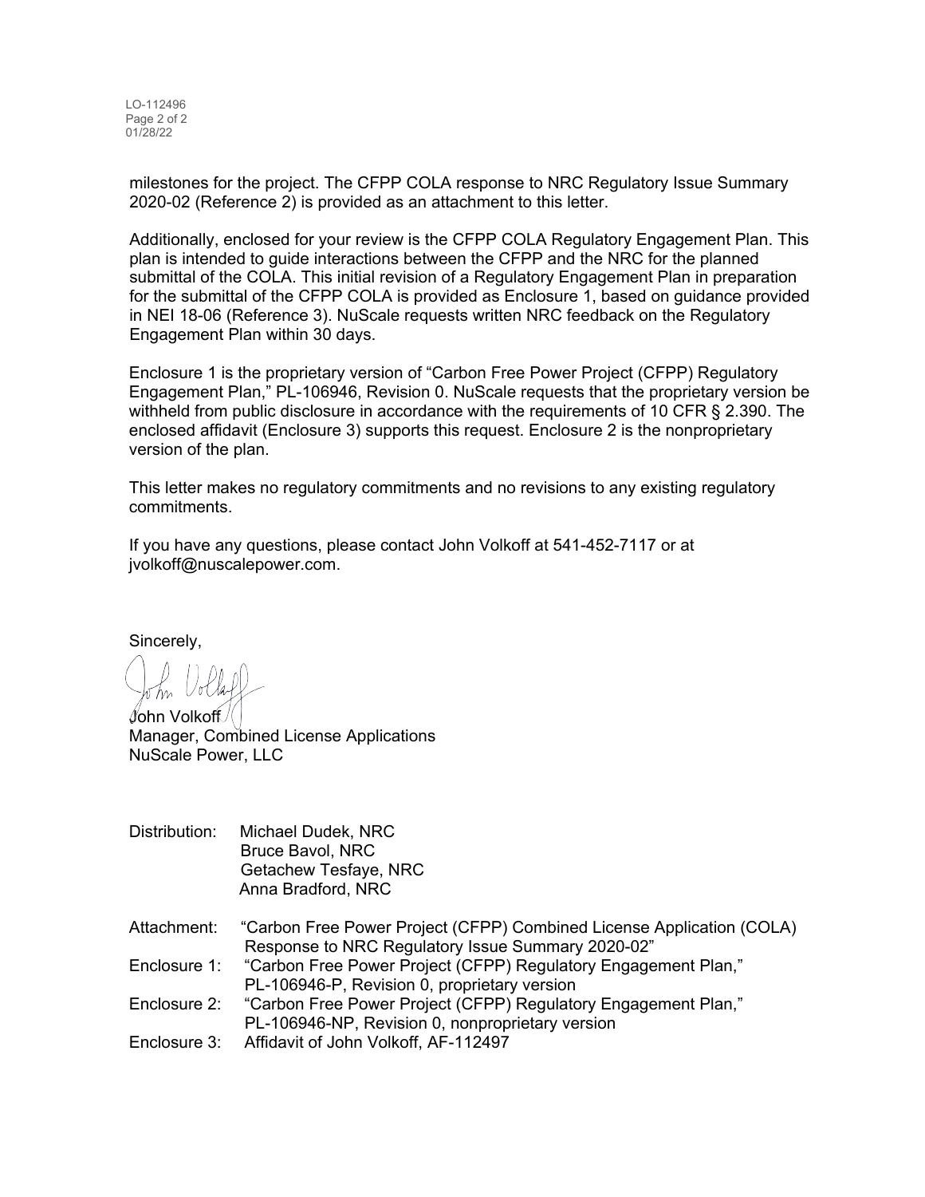milestones for the project. The CFPP COLA response to NRC Regulatory Issue Summary 2020-02 (Reference 2) is provided as an attachment to this letter.

Additionally, enclosed for your review is the CFPP COLA Regulatory Engagement Plan. This plan is intended to guide interactions between the CFPP and the NRC for the planned submittal of the COLA. This initial revision of a Regulatory Engagement Plan in preparation for the submittal of the CFPP COLA is provided as Enclosure 1, based on guidance provided in NEI 18-06 (Reference 3). NuScale requests written NRC feedback on the Regulatory Engagement Plan within 30 days.

Enclosure 1 is the proprietary version of "Carbon Free Power Project (CFPP) Regulatory Engagement Plan," PL-106946, Revision 0. NuScale requests that the proprietary version be withheld from public disclosure in accordance with the requirements of 10 CFR § 2.390. The enclosed affidavit (Enclosure 3) supports this request. Enclosure 2 is the nonproprietary version of the plan.

This letter makes no regulatory commitments and no revisions to any existing regulatory commitments.

If you have any questions, please contact John Volkoff at 541-452-7117 or at jvolkoff@nuscalepower.com.

Sincerely,

John Volkoff
Manager, Combined License Applications
NuScale Power, LLC

Distribution: Michael Dudek, NRC
Bruce Bavol, NRC
Getachew Tesfaye, NRC
Anna Bradford, NRC

Attachment: "Carbon Free Power Project (CFPP) Combined License Application (COLA) Response to NRC Regulatory Issue Summary 2020-02"

Enclosure 1: "Carbon Free Power Project (CFPP) Regulatory Engagement Plan," PL-106946-P, Revision 0, proprietary version

Enclosure 2: "Carbon Free Power Project (CFPP) Regulatory Engagement Plan," PL-106946-NP, Revision 0, nonproprietary version

Enclosure 3: Affidavit of John Volkoff, AF-112497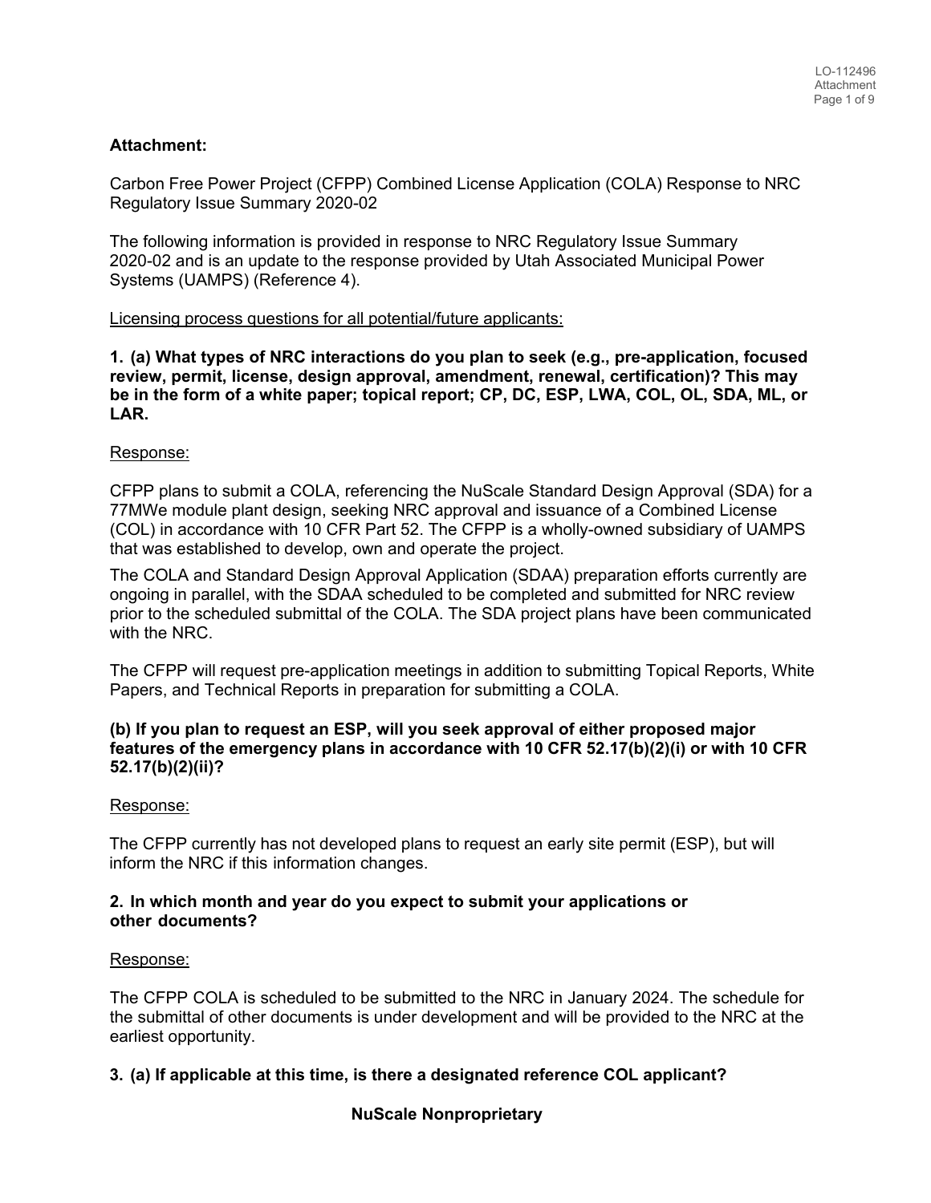**Attachment:**

Carbon Free Power Project (CFPP) Combined License Application (COLA) Response to NRC Regulatory Issue Summary 2020-02

The following information is provided in response to NRC Regulatory Issue Summary 2020-02 and is an update to the response provided by Utah Associated Municipal Power Systems (UAMPS) (Reference 4).

<u>Licensing process questions for all potential/future applicants:</u>

**1. (a) What types of NRC interactions do you plan to seek (e.g., pre-application, focused review, permit, license, design approval, amendment, renewal, certification)? This may be in the form of a white paper; topical report; CP, DC, ESP, LWA, COL, OL, SDA, ML, or LAR.**

<u>Response:</u>

CFPP plans to submit a COLA, referencing the NuScale Standard Design Approval (SDA) for a 77MWe module plant design, seeking NRC approval and issuance of a Combined License (COL) in accordance with 10 CFR Part 52. The CFPP is a wholly-owned subsidiary of UAMPS that was established to develop, own and operate the project.

The COLA and Standard Design Approval Application (SDAA) preparation efforts currently are ongoing in parallel, with the SDAA scheduled to be completed and submitted for NRC review prior to the scheduled submittal of the COLA. The SDA project plans have been communicated with the NRC.

The CFPP will request pre-application meetings in addition to submitting Topical Reports, White Papers, and Technical Reports in preparation for submitting a COLA.

**(b) If you plan to request an ESP, will you seek approval of either proposed major features of the emergency plans in accordance with 10 CFR 52.17(b)(2)(i) or with 10 CFR 52.17(b)(2)(ii)?**

<u>Response:</u>

The CFPP currently has not developed plans to request an early site permit (ESP), but will inform the NRC if this information changes.

**2. In which month and year do you expect to submit your applications or other documents?**

<u>Response:</u>

The CFPP COLA is scheduled to be submitted to the NRC in January 2024. The schedule for the submittal of other documents is under development and will be provided to the NRC at the earliest opportunity.

**3. (a) If applicable at this time, is there a designated reference COL applicant?**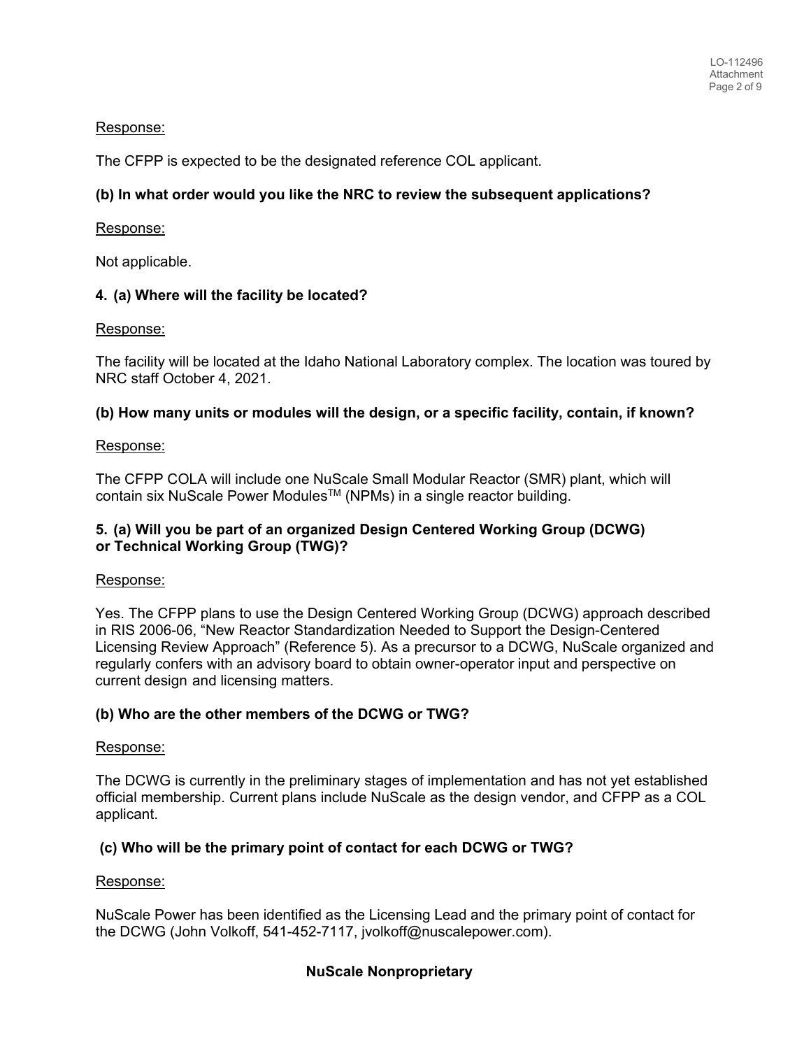Response:

The CFPP is expected to be the designated reference COL applicant.

**(b) In what order would you like the NRC to review the subsequent applications?**

Response:

Not applicable.

**4. (a) Where will the facility be located?**

Response:

The facility will be located at the Idaho National Laboratory complex. The location was toured by NRC staff October 4, 2021.

**(b) How many units or modules will the design, or a specific facility, contain, if known?**

Response:

The CFPP COLA will include one NuScale Small Modular Reactor (SMR) plant, which will contain six NuScale Power Modules™ (NPMs) in a single reactor building.

**5. (a) Will you be part of an organized Design Centered Working Group (DCWG) or Technical Working Group (TWG)?**

Response:

Yes. The CFPP plans to use the Design Centered Working Group (DCWG) approach described in RIS 2006-06, "New Reactor Standardization Needed to Support the Design-Centered Licensing Review Approach" (Reference 5). As a precursor to a DCWG, NuScale organized and regularly confers with an advisory board to obtain owner-operator input and perspective on current design and licensing matters.

**(b) Who are the other members of the DCWG or TWG?**

Response:

The DCWG is currently in the preliminary stages of implementation and has not yet established official membership. Current plans include NuScale as the design vendor, and CFPP as a COL applicant.

**(c) Who will be the primary point of contact for each DCWG or TWG?**

Response:

NuScale Power has been identified as the Licensing Lead and the primary point of contact for the DCWG (John Volkoff, 541-452-7117, jvolkoff@nuscalepower.com).

**NuScale Nonproprietary**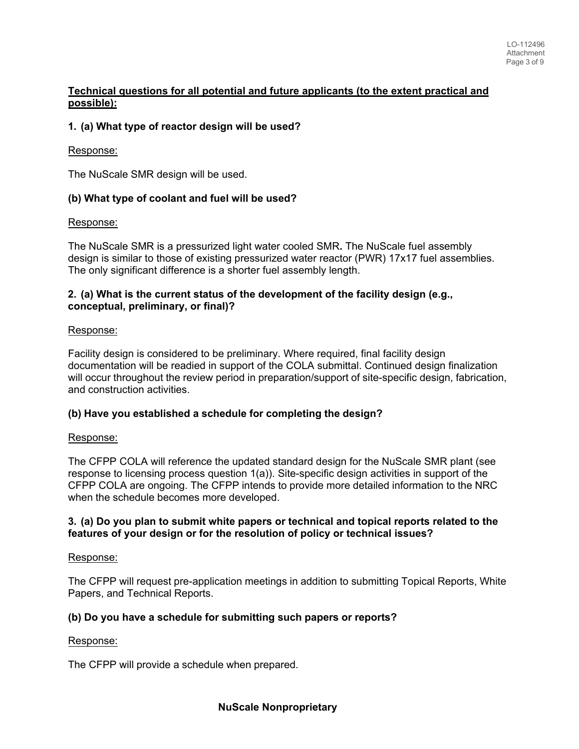**Technical questions for all potential and future applicants (to the extent practical and possible):**

**1. (a) What type of reactor design will be used?**

Response:

The NuScale SMR design will be used.

**(b) What type of coolant and fuel will be used?**

Response:

The NuScale SMR is a pressurized light water cooled SMR**.** The NuScale fuel assembly design is similar to those of existing pressurized water reactor (PWR) 17x17 fuel assemblies. The only significant difference is a shorter fuel assembly length.

**2. (a) What is the current status of the development of the facility design (e.g., conceptual, preliminary, or final)?**

Response:

Facility design is considered to be preliminary. Where required, final facility design documentation will be readied in support of the COLA submittal. Continued design finalization will occur throughout the review period in preparation/support of site-specific design, fabrication, and construction activities.

**(b) Have you established a schedule for completing the design?**

Response:

The CFPP COLA will reference the updated standard design for the NuScale SMR plant (see response to licensing process question 1(a)). Site-specific design activities in support of the CFPP COLA are ongoing. The CFPP intends to provide more detailed information to the NRC when the schedule becomes more developed.

**3. (a) Do you plan to submit white papers or technical and topical reports related to the features of your design or for the resolution of policy or technical issues?**

Response:

The CFPP will request pre-application meetings in addition to submitting Topical Reports, White Papers, and Technical Reports.

**(b) Do you have a schedule for submitting such papers or reports?**

Response:

The CFPP will provide a schedule when prepared.

**NuScale Nonproprietary**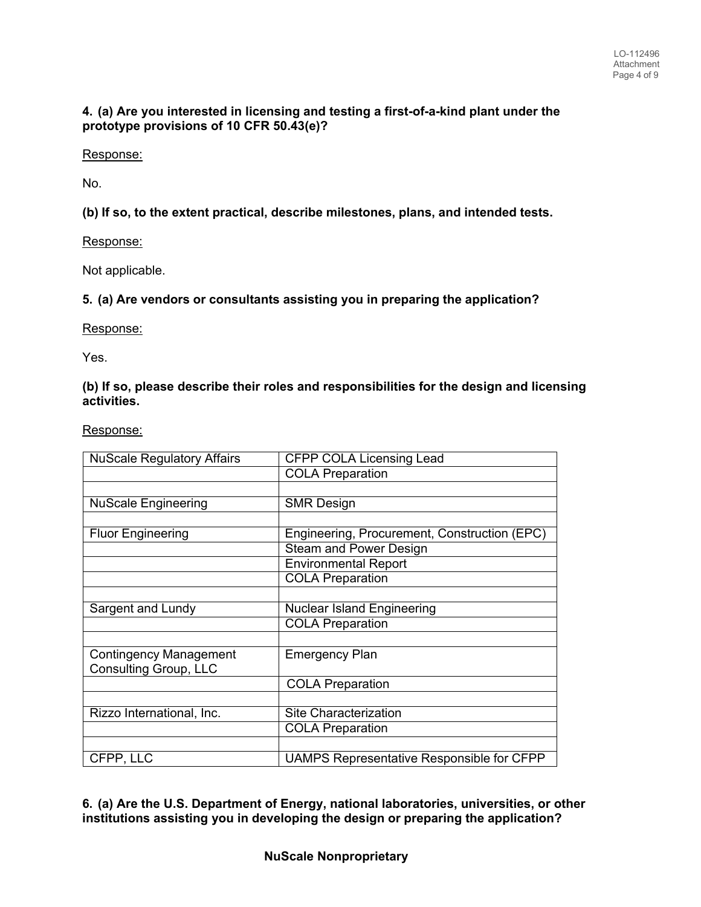**4. (a) Are you interested in licensing and testing a first-of-a-kind plant under the prototype provisions of 10 CFR 50.43(e)?**

Response:

No.

**(b) If so, to the extent practical, describe milestones, plans, and intended tests.**

Response:

Not applicable.

**5. (a) Are vendors or consultants assisting you in preparing the application?**

Response:

Yes.

**(b) If so, please describe their roles and responsibilities for the design and licensing activities.**

Response:

| | |
|---|---|
| NuScale Regulatory Affairs | CFPP COLA Licensing Lead |
| | COLA Preparation |
| | |
| NuScale Engineering | SMR Design |
| | |
| Fluor Engineering | Engineering, Procurement, Construction (EPC) |
| | Steam and Power Design |
| | Environmental Report |
| | COLA Preparation |
| | |
| Sargent and Lundy | Nuclear Island Engineering |
| | COLA Preparation |
| | |
| Contingency Management Consulting Group, LLC | Emergency Plan |
| | COLA Preparation |
| | |
| Rizzo International, Inc. | Site Characterization |
| | COLA Preparation |
| | |
| CFPP, LLC | UAMPS Representative Responsible for CFPP |

**6. (a) Are the U.S. Department of Energy, national laboratories, universities, or other institutions assisting you in developing the design or preparing the application?**

**NuScale Nonproprietary**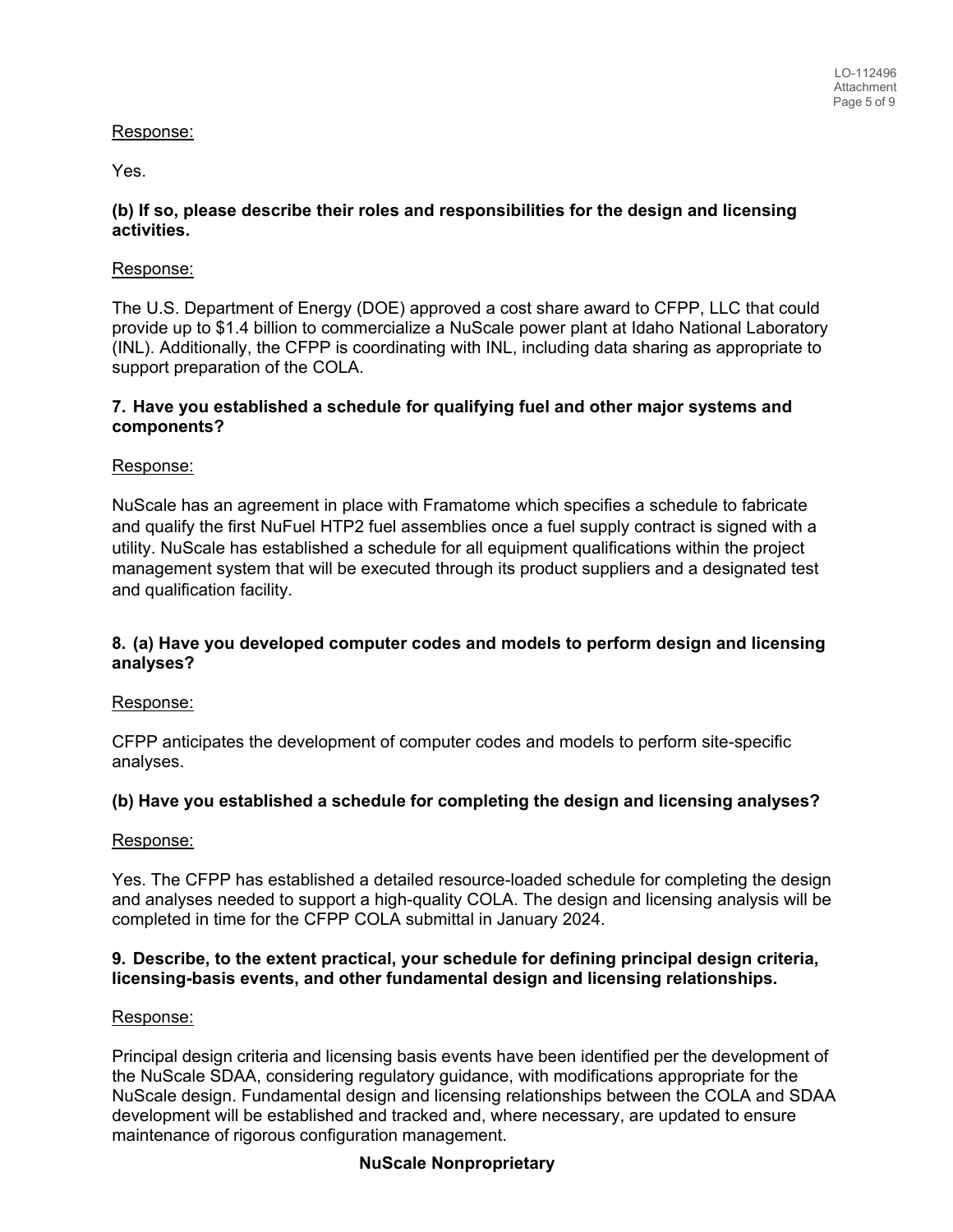Response:

Yes.

**(b) If so, please describe their roles and responsibilities for the design and licensing activities.**

Response:

The U.S. Department of Energy (DOE) approved a cost share award to CFPP, LLC that could provide up to $1.4 billion to commercialize a NuScale power plant at Idaho National Laboratory (INL). Additionally, the CFPP is coordinating with INL, including data sharing as appropriate to support preparation of the COLA.

**7. Have you established a schedule for qualifying fuel and other major systems and components?**

Response:

NuScale has an agreement in place with Framatome which specifies a schedule to fabricate and qualify the first NuFuel HTP2 fuel assemblies once a fuel supply contract is signed with a utility. NuScale has established a schedule for all equipment qualifications within the project management system that will be executed through its product suppliers and a designated test and qualification facility.

**8. (a) Have you developed computer codes and models to perform design and licensing analyses?**

Response:

CFPP anticipates the development of computer codes and models to perform site-specific analyses.

**(b) Have you established a schedule for completing the design and licensing analyses?**

Response:

Yes. The CFPP has established a detailed resource-loaded schedule for completing the design and analyses needed to support a high-quality COLA. The design and licensing analysis will be completed in time for the CFPP COLA submittal in January 2024.

**9. Describe, to the extent practical, your schedule for defining principal design criteria, licensing-basis events, and other fundamental design and licensing relationships.**

Response:

Principal design criteria and licensing basis events have been identified per the development of the NuScale SDAA, considering regulatory guidance, with modifications appropriate for the NuScale design. Fundamental design and licensing relationships between the COLA and SDAA development will be established and tracked and, where necessary, are updated to ensure maintenance of rigorous configuration management.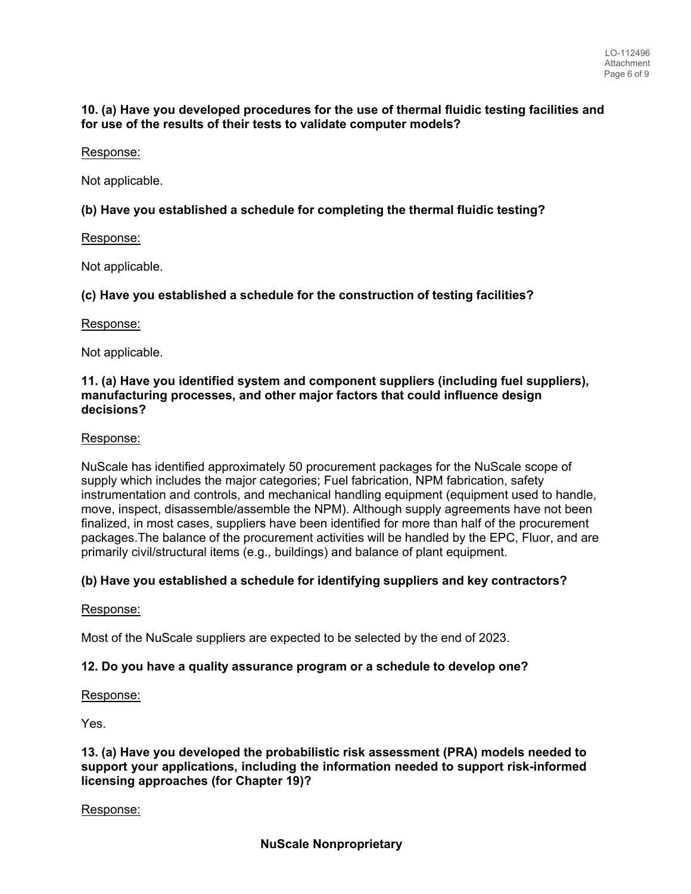**10. (a) Have you developed procedures for the use of thermal fluidic testing facilities and for use of the results of their tests to validate computer models?**

Response:

Not applicable.

**(b) Have you established a schedule for completing the thermal fluidic testing?**

Response:

Not applicable.

**(c) Have you established a schedule for the construction of testing facilities?**

Response:

Not applicable.

**11. (a) Have you identified system and component suppliers (including fuel suppliers), manufacturing processes, and other major factors that could influence design decisions?**

Response:

NuScale has identified approximately 50 procurement packages for the NuScale scope of supply which includes the major categories; Fuel fabrication, NPM fabrication, safety instrumentation and controls, and mechanical handling equipment (equipment used to handle, move, inspect, disassemble/assemble the NPM). Although supply agreements have not been finalized, in most cases, suppliers have been identified for more than half of the procurement packages.The balance of the procurement activities will be handled by the EPC, Fluor, and are primarily civil/structural items (e.g., buildings) and balance of plant equipment.

**(b) Have you established a schedule for identifying suppliers and key contractors?**

Response:

Most of the NuScale suppliers are expected to be selected by the end of 2023.

**12. Do you have a quality assurance program or a schedule to develop one?**

Response:

Yes.

**13. (a) Have you developed the probabilistic risk assessment (PRA) models needed to support your applications, including the information needed to support risk-informed licensing approaches (for Chapter 19)?**

Response:

**NuScale Nonproprietary**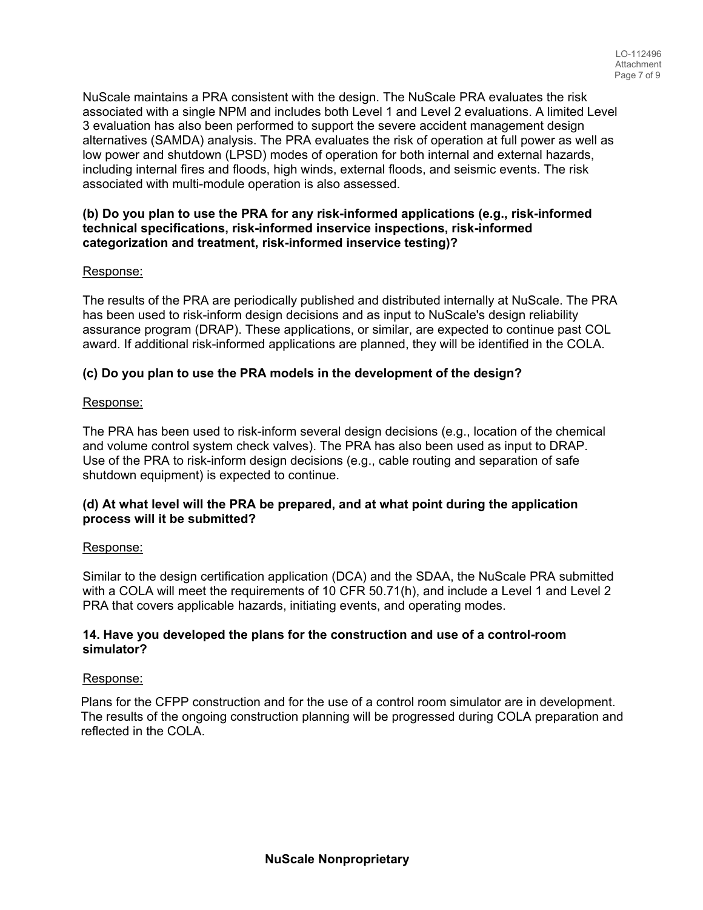NuScale maintains a PRA consistent with the design. The NuScale PRA evaluates the risk associated with a single NPM and includes both Level 1 and Level 2 evaluations. A limited Level 3 evaluation has also been performed to support the severe accident management design alternatives (SAMDA) analysis. The PRA evaluates the risk of operation at full power as well as low power and shutdown (LPSD) modes of operation for both internal and external hazards, including internal fires and floods, high winds, external floods, and seismic events. The risk associated with multi-module operation is also assessed.

**(b) Do you plan to use the PRA for any risk-informed applications (e.g., risk-informed technical specifications, risk-informed inservice inspections, risk-informed categorization and treatment, risk-informed inservice testing)?**

Response:

The results of the PRA are periodically published and distributed internally at NuScale. The PRA has been used to risk-inform design decisions and as input to NuScale's design reliability assurance program (DRAP). These applications, or similar, are expected to continue past COL award. If additional risk-informed applications are planned, they will be identified in the COLA.

**(c) Do you plan to use the PRA models in the development of the design?**

Response:

The PRA has been used to risk-inform several design decisions (e.g., location of the chemical and volume control system check valves). The PRA has also been used as input to DRAP. Use of the PRA to risk-inform design decisions (e.g., cable routing and separation of safe shutdown equipment) is expected to continue.

**(d) At what level will the PRA be prepared, and at what point during the application process will it be submitted?**

Response:

Similar to the design certification application (DCA) and the SDAA, the NuScale PRA submitted with a COLA will meet the requirements of 10 CFR 50.71(h), and include a Level 1 and Level 2 PRA that covers applicable hazards, initiating events, and operating modes.

**14. Have you developed the plans for the construction and use of a control-room simulator?**

Response:

Plans for the CFPP construction and for the use of a control room simulator are in development. The results of the ongoing construction planning will be progressed during COLA preparation and reflected in the COLA.

**NuScale Nonproprietary**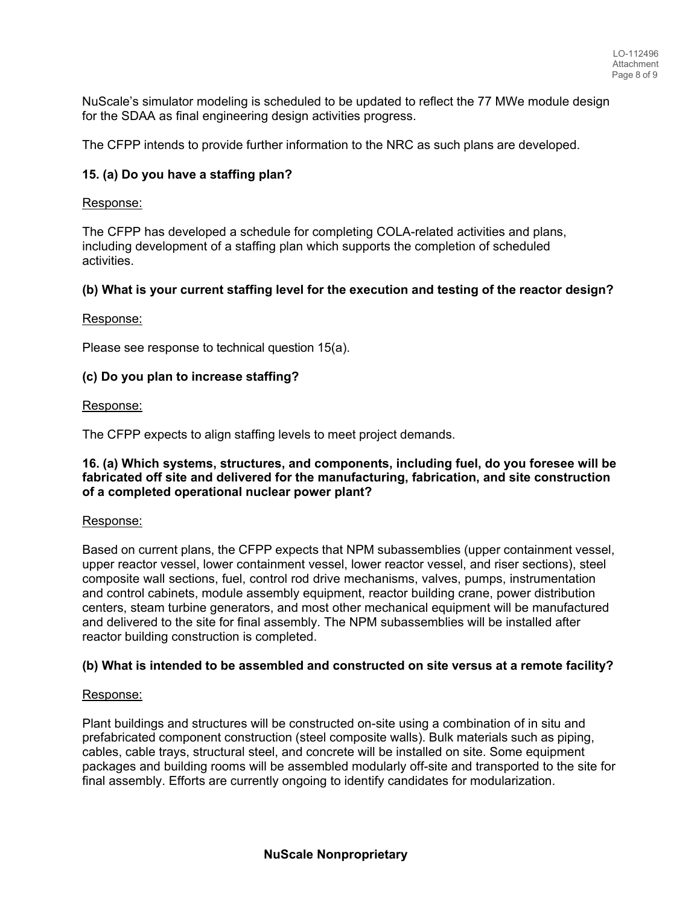NuScale's simulator modeling is scheduled to be updated to reflect the 77 MWe module design for the SDAA as final engineering design activities progress.

The CFPP intends to provide further information to the NRC as such plans are developed.

**15. (a) Do you have a staffing plan?**

Response:

The CFPP has developed a schedule for completing COLA-related activities and plans, including development of a staffing plan which supports the completion of scheduled activities.

**(b) What is your current staffing level for the execution and testing of the reactor design?**

Response:

Please see response to technical question 15(a).

**(c) Do you plan to increase staffing?**

Response:

The CFPP expects to align staffing levels to meet project demands.

**16. (a) Which systems, structures, and components, including fuel, do you foresee will be fabricated off site and delivered for the manufacturing, fabrication, and site construction of a completed operational nuclear power plant?**

Response:

Based on current plans, the CFPP expects that NPM subassemblies (upper containment vessel, upper reactor vessel, lower containment vessel, lower reactor vessel, and riser sections), steel composite wall sections, fuel, control rod drive mechanisms, valves, pumps, instrumentation and control cabinets, module assembly equipment, reactor building crane, power distribution centers, steam turbine generators, and most other mechanical equipment will be manufactured and delivered to the site for final assembly. The NPM subassemblies will be installed after reactor building construction is completed.

**(b) What is intended to be assembled and constructed on site versus at a remote facility?**

Response:

Plant buildings and structures will be constructed on-site using a combination of in situ and prefabricated component construction (steel composite walls). Bulk materials such as piping, cables, cable trays, structural steel, and concrete will be installed on site. Some equipment packages and building rooms will be assembled modularly off-site and transported to the site for final assembly. Efforts are currently ongoing to identify candidates for modularization.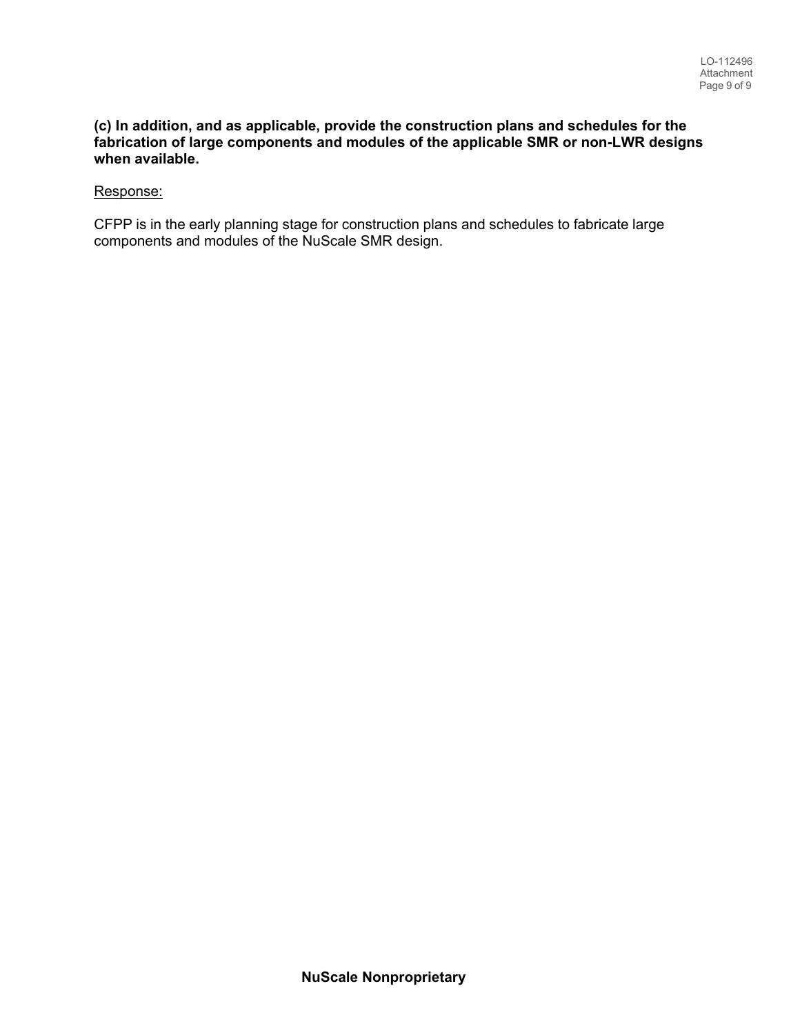**(c) In addition, and as applicable, provide the construction plans and schedules for the fabrication of large components and modules of the applicable SMR or non-LWR designs when available.**

Response:

CFPP is in the early planning stage for construction plans and schedules to fabricate large components and modules of the NuScale SMR design.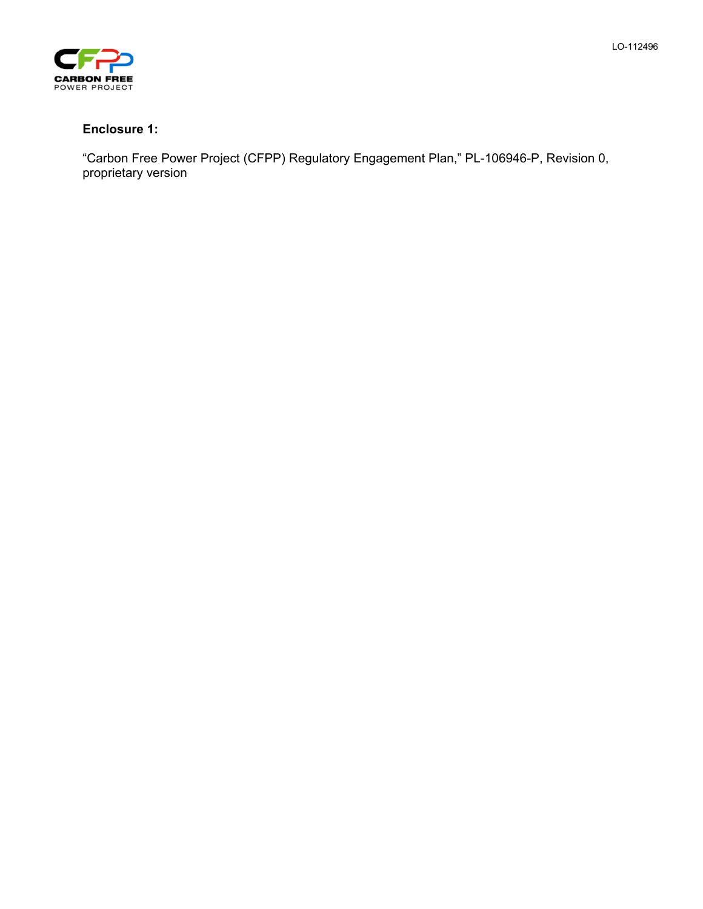**Enclosure 1:**

“Carbon Free Power Project (CFPP) Regulatory Engagement Plan,” PL-106946-P, Revision 0, proprietary version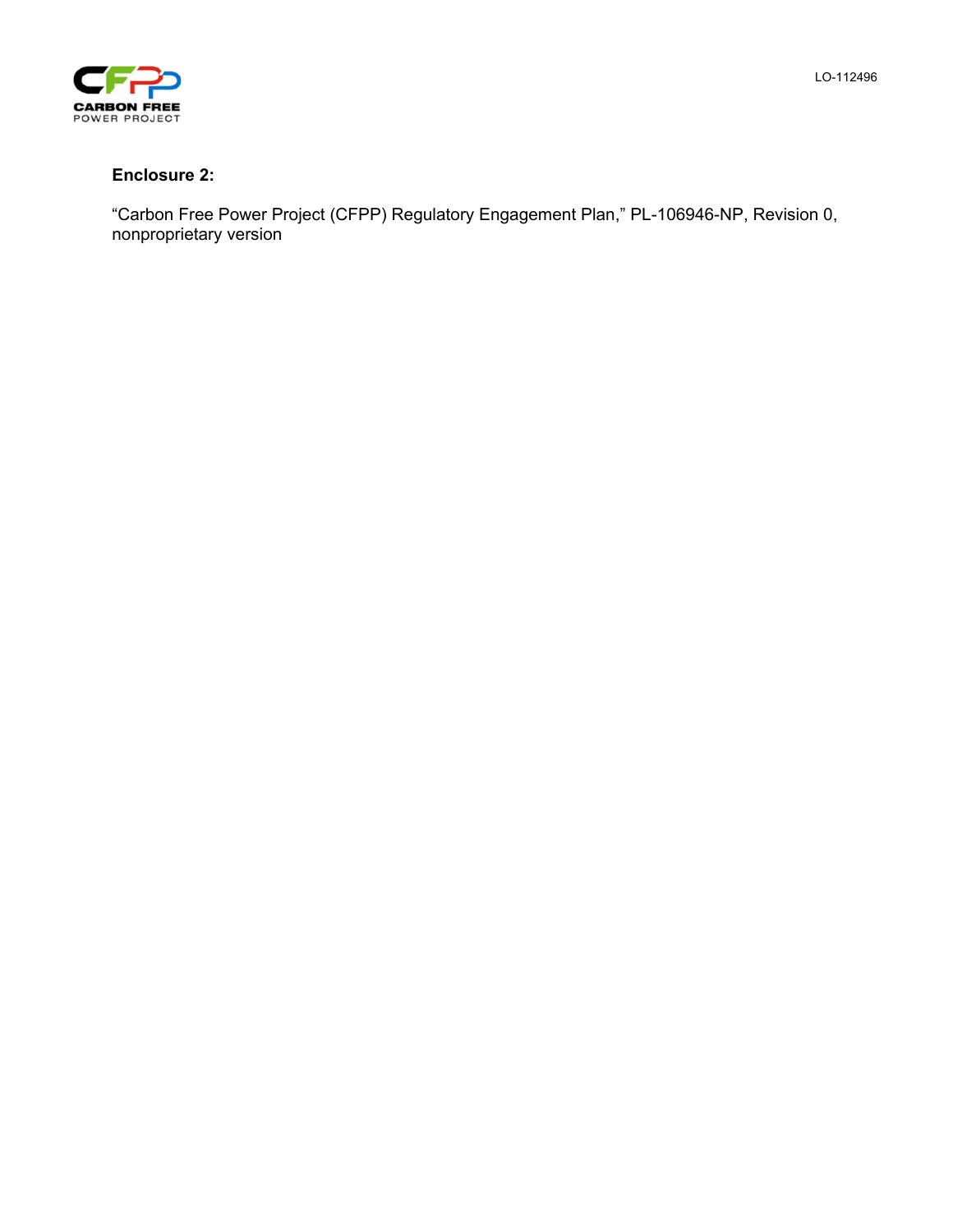**Enclosure 2:**

"Carbon Free Power Project (CFPP) Regulatory Engagement Plan," PL-106946-NP, Revision 0, nonproprietary version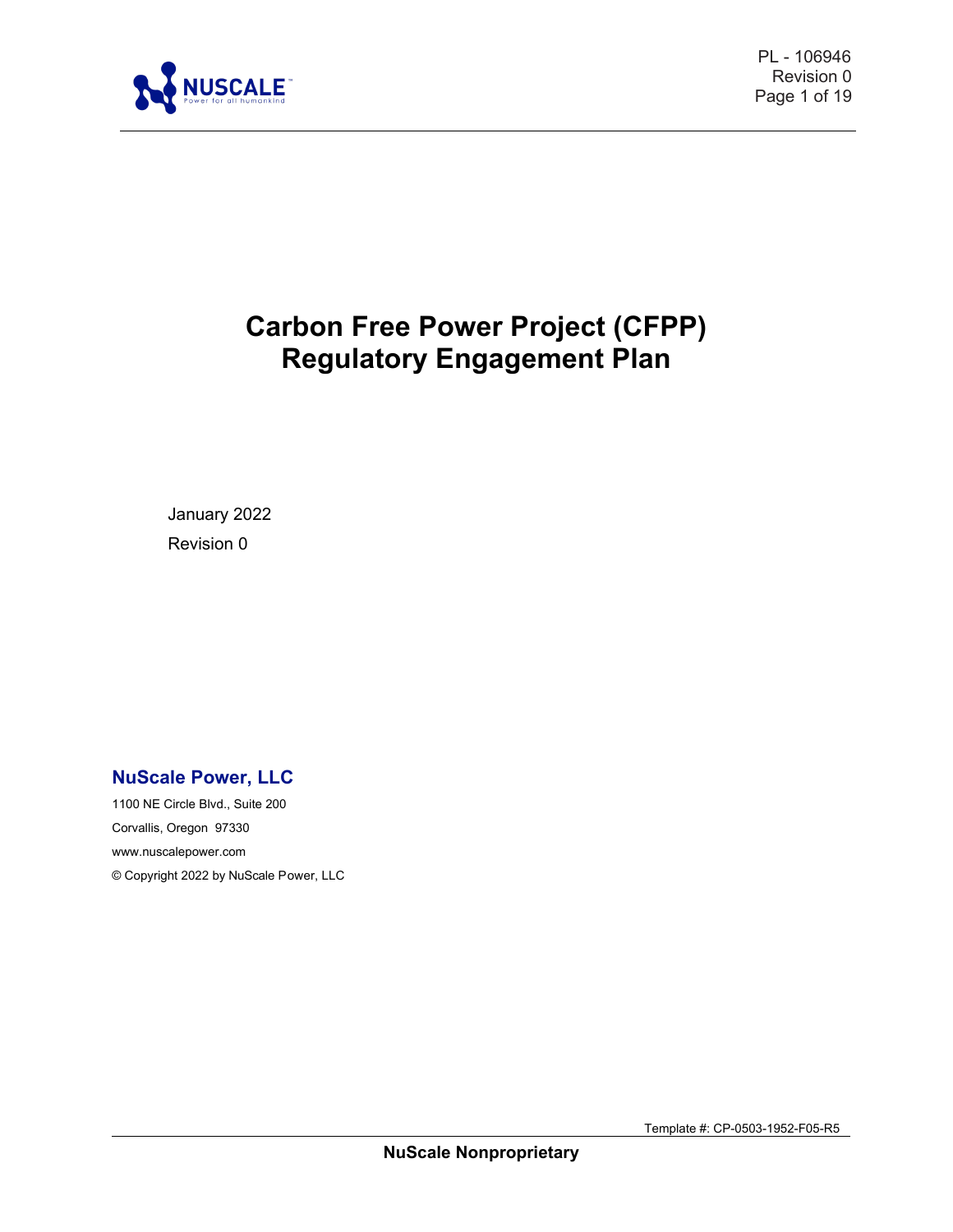# Carbon Free Power Project (CFPP) Regulatory Engagement Plan

January 2022

Revision 0

**NuScale Power, LLC**

1100 NE Circle Blvd., Suite 200

Corvallis, Oregon 97330

www.nuscalepower.com

© Copyright 2022 by NuScale Power, LLC

**NuScale Nonproprietary**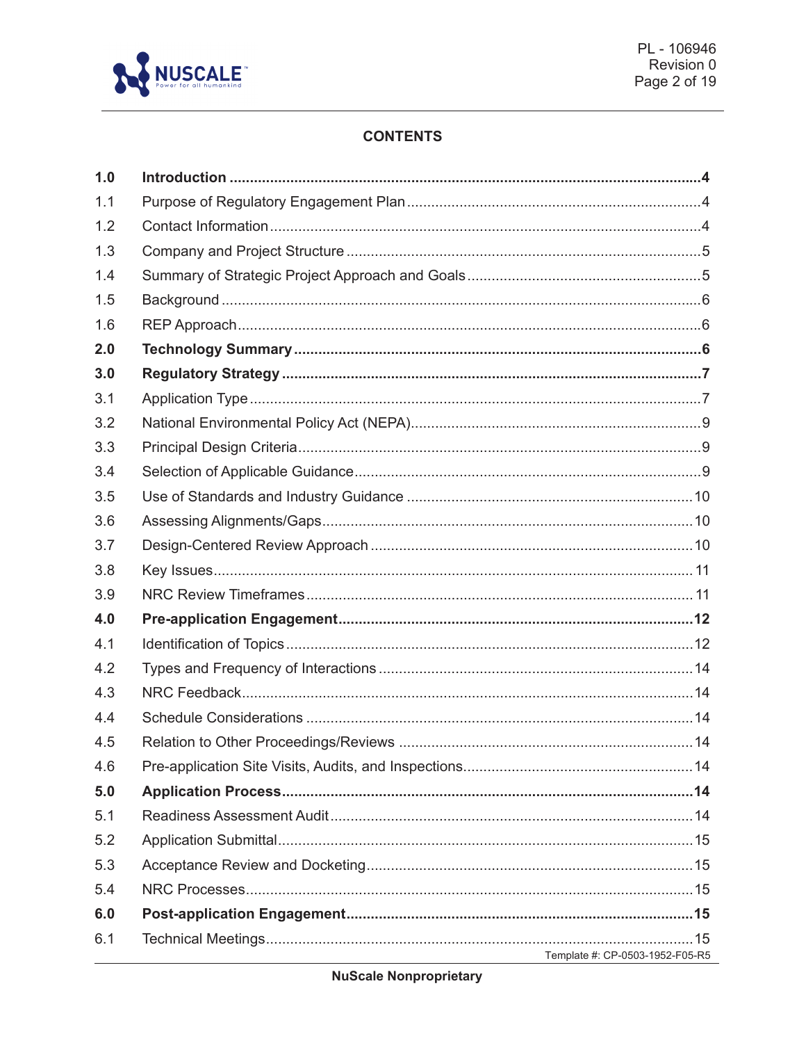## CONTENTS

| | | |
|---|---|---|
| **1.0** | **Introduction** | **4** |
| 1.1 | Purpose of Regulatory Engagement Plan | 4 |
| 1.2 | Contact Information | 4 |
| 1.3 | Company and Project Structure | 5 |
| 1.4 | Summary of Strategic Project Approach and Goals | 5 |
| 1.5 | Background | 6 |
| 1.6 | REP Approach | 6 |
| **2.0** | **Technology Summary** | **6** |
| **3.0** | **Regulatory Strategy** | **7** |
| 3.1 | Application Type | 7 |
| 3.2 | National Environmental Policy Act (NEPA) | 9 |
| 3.3 | Principal Design Criteria | 9 |
| 3.4 | Selection of Applicable Guidance | 9 |
| 3.5 | Use of Standards and Industry Guidance | 10 |
| 3.6 | Assessing Alignments/Gaps | 10 |
| 3.7 | Design-Centered Review Approach | 10 |
| 3.8 | Key Issues | 11 |
| 3.9 | NRC Review Timeframes | 11 |
| **4.0** | **Pre-application Engagement** | **12** |
| 4.1 | Identification of Topics | 12 |
| 4.2 | Types and Frequency of Interactions | 14 |
| 4.3 | NRC Feedback | 14 |
| 4.4 | Schedule Considerations | 14 |
| 4.5 | Relation to Other Proceedings/Reviews | 14 |
| 4.6 | Pre-application Site Visits, Audits, and Inspections | 14 |
| **5.0** | **Application Process** | **14** |
| 5.1 | Readiness Assessment Audit | 14 |
| 5.2 | Application Submittal | 15 |
| 5.3 | Acceptance Review and Docketing | 15 |
| 5.4 | NRC Processes | 15 |
| **6.0** | **Post-application Engagement** | **15** |
| 6.1 | Technical Meetings | 15 |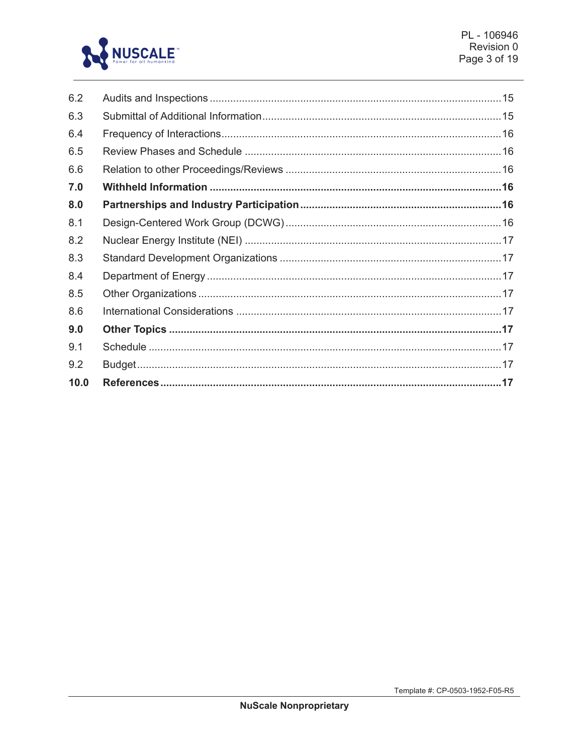| | | |
|---|---|---|
| 6.2 | Audits and Inspections | 15 |
| 6.3 | Submittal of Additional Information | 15 |
| 6.4 | Frequency of Interactions | 16 |
| 6.5 | Review Phases and Schedule | 16 |
| 6.6 | Relation to other Proceedings/Reviews | 16 |
| **7.0** | **Withheld Information** | **16** |
| **8.0** | **Partnerships and Industry Participation** | **16** |
| 8.1 | Design-Centered Work Group (DCWG) | 16 |
| 8.2 | Nuclear Energy Institute (NEI) | 17 |
| 8.3 | Standard Development Organizations | 17 |
| 8.4 | Department of Energy | 17 |
| 8.5 | Other Organizations | 17 |
| 8.6 | International Considerations | 17 |
| **9.0** | **Other Topics** | **17** |
| 9.1 | Schedule | 17 |
| 9.2 | Budget | 17 |
| **10.0** | **References** | **17** |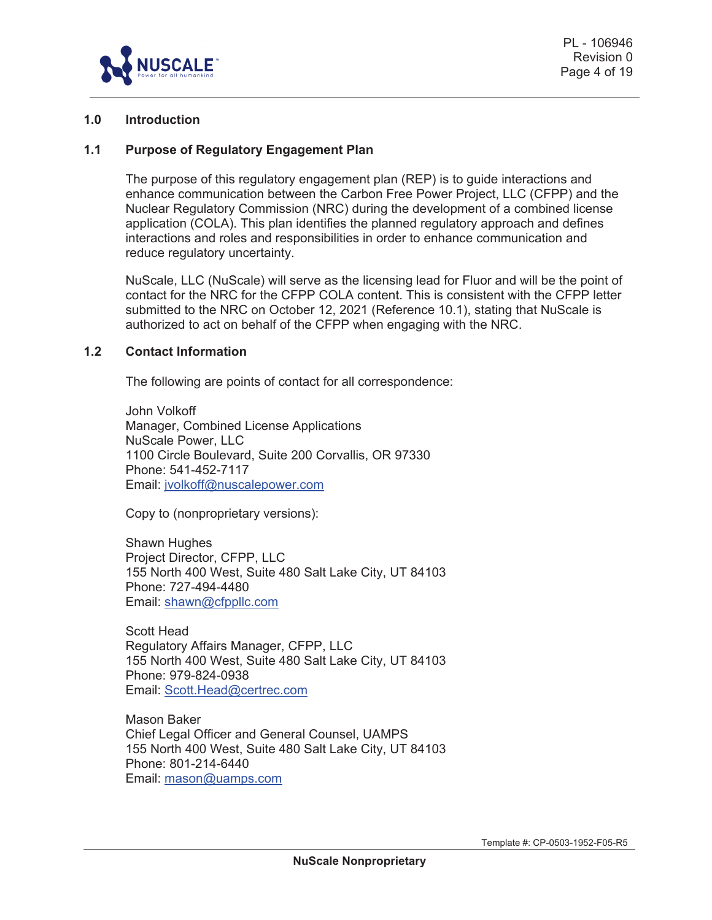## 1.0 Introduction

### 1.1 Purpose of Regulatory Engagement Plan

The purpose of this regulatory engagement plan (REP) is to guide interactions and enhance communication between the Carbon Free Power Project, LLC (CFPP) and the Nuclear Regulatory Commission (NRC) during the development of a combined license application (COLA). This plan identifies the planned regulatory approach and defines interactions and roles and responsibilities in order to enhance communication and reduce regulatory uncertainty.

NuScale, LLC (NuScale) will serve as the licensing lead for Fluor and will be the point of contact for the NRC for the CFPP COLA content. This is consistent with the CFPP letter submitted to the NRC on October 12, 2021 (Reference 10.1), stating that NuScale is authorized to act on behalf of the CFPP when engaging with the NRC.

### 1.2 Contact Information

The following are points of contact for all correspondence:

John Volkoff
Manager, Combined License Applications
NuScale Power, LLC
1100 Circle Boulevard, Suite 200 Corvallis, OR 97330
Phone: 541-452-7117
Email: jvolkoff@nuscalepower.com

Copy to (nonproprietary versions):

Shawn Hughes
Project Director, CFPP, LLC
155 North 400 West, Suite 480 Salt Lake City, UT 84103
Phone: 727-494-4480
Email: shawn@cfppllc.com

Scott Head
Regulatory Affairs Manager, CFPP, LLC
155 North 400 West, Suite 480 Salt Lake City, UT 84103
Phone: 979-824-0938
Email: Scott.Head@certrec.com

Mason Baker
Chief Legal Officer and General Counsel, UAMPS
155 North 400 West, Suite 480 Salt Lake City, UT 84103
Phone: 801-214-6440
Email: mason@uamps.com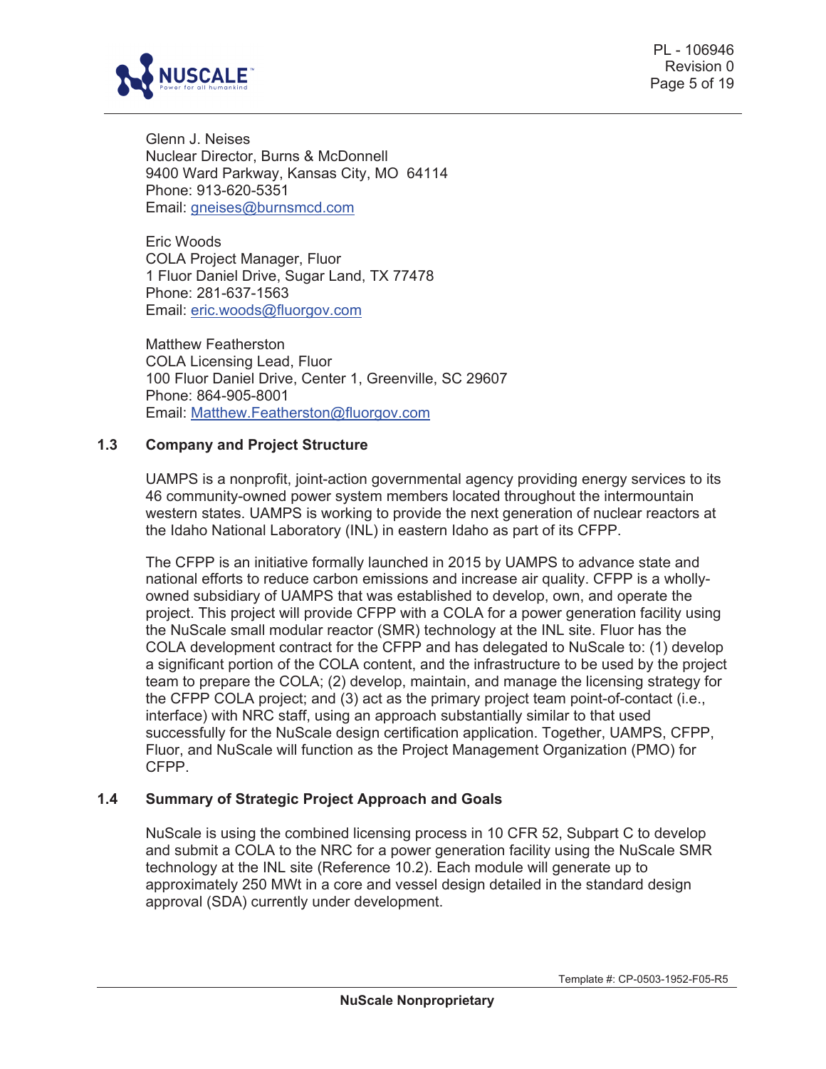Glenn J. Neises
Nuclear Director, Burns & McDonnell
9400 Ward Parkway, Kansas City, MO 64114
Phone: 913-620-5351
Email: gneises@burnsmcd.com

Eric Woods
COLA Project Manager, Fluor
1 Fluor Daniel Drive, Sugar Land, TX 77478
Phone: 281-637-1563
Email: eric.woods@fluorgov.com

Matthew Featherston
COLA Licensing Lead, Fluor
100 Fluor Daniel Drive, Center 1, Greenville, SC 29607
Phone: 864-905-8001
Email: Matthew.Featherston@fluorgov.com

## 1.3 Company and Project Structure

UAMPS is a nonprofit, joint-action governmental agency providing energy services to its 46 community-owned power system members located throughout the intermountain western states. UAMPS is working to provide the next generation of nuclear reactors at the Idaho National Laboratory (INL) in eastern Idaho as part of its CFPP.

The CFPP is an initiative formally launched in 2015 by UAMPS to advance state and national efforts to reduce carbon emissions and increase air quality. CFPP is a wholly-owned subsidiary of UAMPS that was established to develop, own, and operate the project. This project will provide CFPP with a COLA for a power generation facility using the NuScale small modular reactor (SMR) technology at the INL site. Fluor has the COLA development contract for the CFPP and has delegated to NuScale to: (1) develop a significant portion of the COLA content, and the infrastructure to be used by the project team to prepare the COLA; (2) develop, maintain, and manage the licensing strategy for the CFPP COLA project; and (3) act as the primary project team point-of-contact (i.e., interface) with NRC staff, using an approach substantially similar to that used successfully for the NuScale design certification application. Together, UAMPS, CFPP, Fluor, and NuScale will function as the Project Management Organization (PMO) for CFPP.

## 1.4 Summary of Strategic Project Approach and Goals

NuScale is using the combined licensing process in 10 CFR 52, Subpart C to develop and submit a COLA to the NRC for a power generation facility using the NuScale SMR technology at the INL site (Reference 10.2). Each module will generate up to approximately 250 MWt in a core and vessel design detailed in the standard design approval (SDA) currently under development.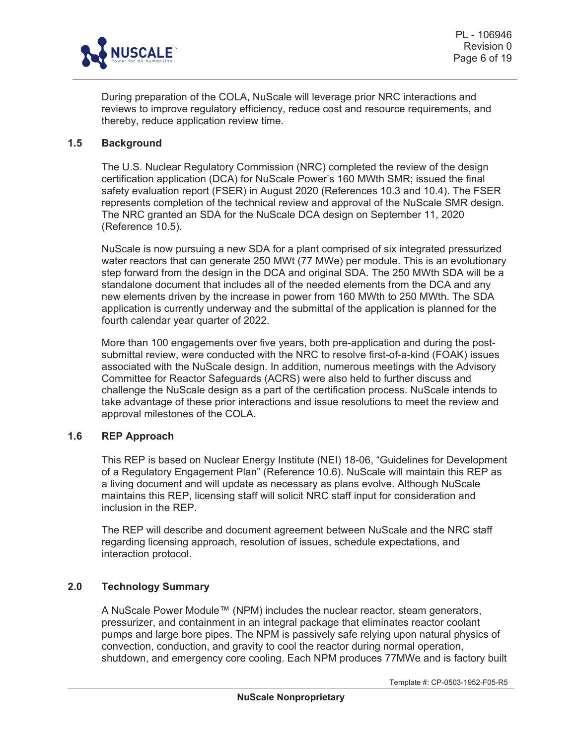During preparation of the COLA, NuScale will leverage prior NRC interactions and reviews to improve regulatory efficiency, reduce cost and resource requirements, and thereby, reduce application review time.

### 1.5 Background

The U.S. Nuclear Regulatory Commission (NRC) completed the review of the design certification application (DCA) for NuScale Power's 160 MWth SMR; issued the final safety evaluation report (FSER) in August 2020 (References 10.3 and 10.4). The FSER represents completion of the technical review and approval of the NuScale SMR design. The NRC granted an SDA for the NuScale DCA design on September 11, 2020 (Reference 10.5).

NuScale is now pursuing a new SDA for a plant comprised of six integrated pressurized water reactors that can generate 250 MWt (77 MWe) per module. This is an evolutionary step forward from the design in the DCA and original SDA. The 250 MWth SDA will be a standalone document that includes all of the needed elements from the DCA and any new elements driven by the increase in power from 160 MWth to 250 MWth. The SDA application is currently underway and the submittal of the application is planned for the fourth calendar year quarter of 2022.

More than 100 engagements over five years, both pre-application and during the post-submittal review, were conducted with the NRC to resolve first-of-a-kind (FOAK) issues associated with the NuScale design. In addition, numerous meetings with the Advisory Committee for Reactor Safeguards (ACRS) were also held to further discuss and challenge the NuScale design as a part of the certification process. NuScale intends to take advantage of these prior interactions and issue resolutions to meet the review and approval milestones of the COLA.

### 1.6 REP Approach

This REP is based on Nuclear Energy Institute (NEI) 18-06, "Guidelines for Development of a Regulatory Engagement Plan" (Reference 10.6). NuScale will maintain this REP as a living document and will update as necessary as plans evolve. Although NuScale maintains this REP, licensing staff will solicit NRC staff input for consideration and inclusion in the REP.

The REP will describe and document agreement between NuScale and the NRC staff regarding licensing approach, resolution of issues, schedule expectations, and interaction protocol.

## 2.0 Technology Summary

A NuScale Power Module™ (NPM) includes the nuclear reactor, steam generators, pressurizer, and containment in an integral package that eliminates reactor coolant pumps and large bore pipes. The NPM is passively safe relying upon natural physics of convection, conduction, and gravity to cool the reactor during normal operation, shutdown, and emergency core cooling. Each NPM produces 77MWe and is factory built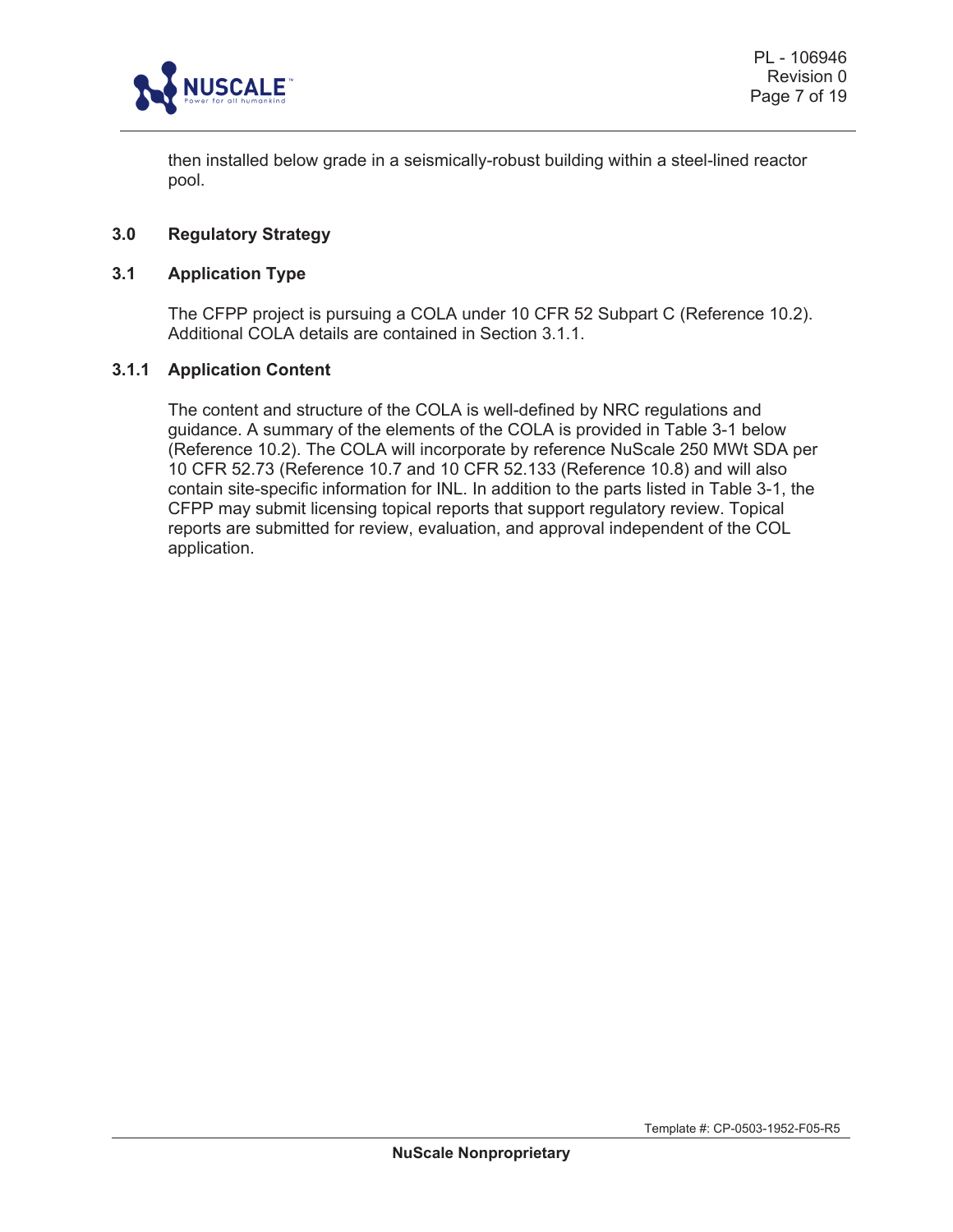then installed below grade in a seismically-robust building within a steel-lined reactor pool.

## 3.0 Regulatory Strategy

## 3.1 Application Type

The CFPP project is pursuing a COLA under 10 CFR 52 Subpart C (Reference 10.2). Additional COLA details are contained in Section 3.1.1.

### 3.1.1 Application Content

The content and structure of the COLA is well-defined by NRC regulations and guidance. A summary of the elements of the COLA is provided in Table 3-1 below (Reference 10.2). The COLA will incorporate by reference NuScale 250 MWt SDA per 10 CFR 52.73 (Reference 10.7 and 10 CFR 52.133 (Reference 10.8) and will also contain site-specific information for INL. In addition to the parts listed in Table 3-1, the CFPP may submit licensing topical reports that support regulatory review. Topical reports are submitted for review, evaluation, and approval independent of the COL application.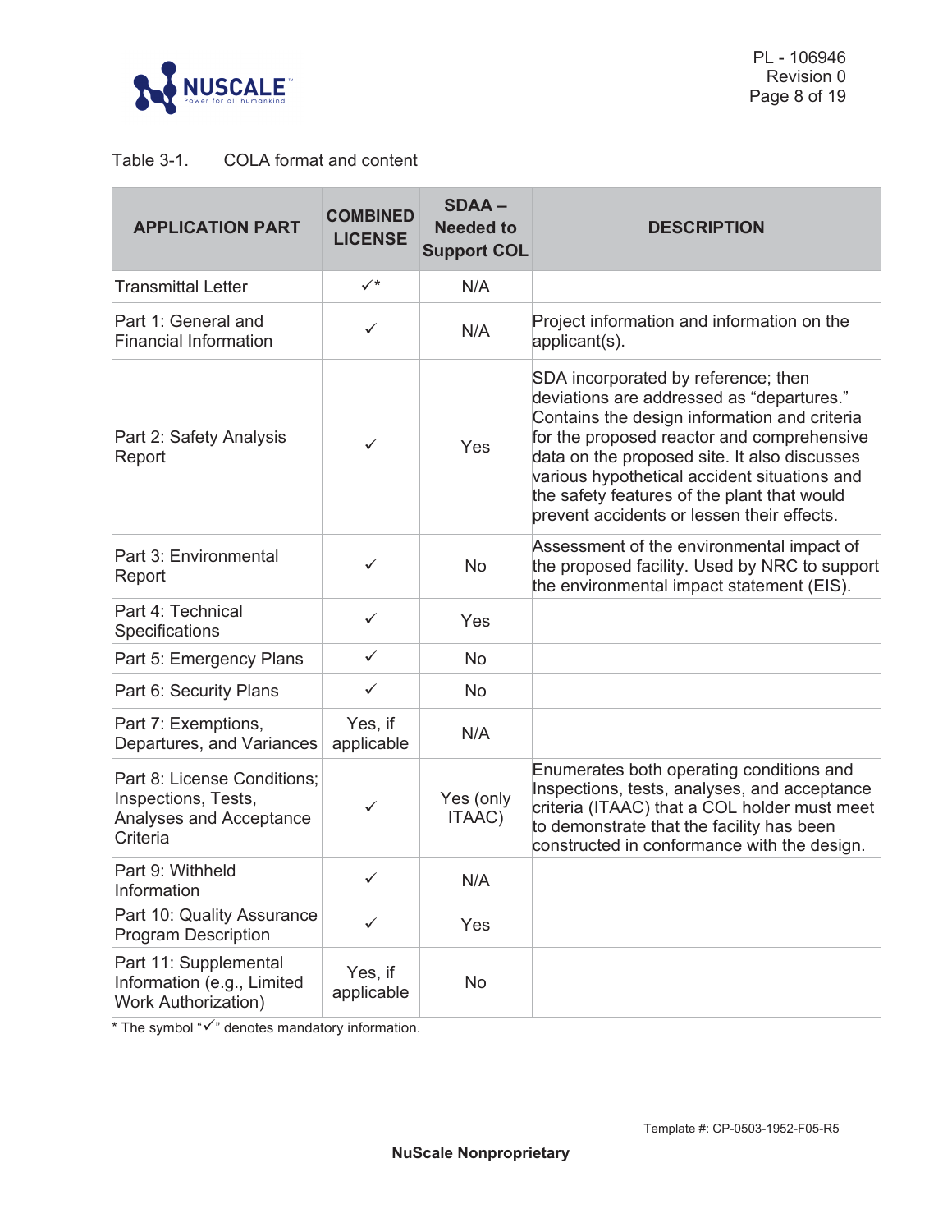Table 3-1. COLA format and content

| APPLICATION PART | COMBINED LICENSE | SDAA – Needed to Support COL | DESCRIPTION |
|---|---|---|---|
| Transmittal Letter | ✓* | N/A | |
| Part 1: General and Financial Information | ✓ | N/A | Project information and information on the applicant(s). |
| Part 2: Safety Analysis Report | ✓ | Yes | SDA incorporated by reference; then deviations are addressed as "departures." Contains the design information and criteria for the proposed reactor and comprehensive data on the proposed site. It also discusses various hypothetical accident situations and the safety features of the plant that would prevent accidents or lessen their effects. |
| Part 3: Environmental Report | ✓ | No | Assessment of the environmental impact of the proposed facility. Used by NRC to support the environmental impact statement (EIS). |
| Part 4: Technical Specifications | ✓ | Yes | |
| Part 5: Emergency Plans | ✓ | No | |
| Part 6: Security Plans | ✓ | No | |
| Part 7: Exemptions, Departures, and Variances | Yes, if applicable | N/A | |
| Part 8: License Conditions; Inspections, Tests, Analyses and Acceptance Criteria | ✓ | Yes (only ITAAC) | Enumerates both operating conditions and Inspections, tests, analyses, and acceptance criteria (ITAAC) that a COL holder must meet to demonstrate that the facility has been constructed in conformance with the design. |
| Part 9: Withheld Information | ✓ | N/A | |
| Part 10: Quality Assurance Program Description | ✓ | Yes | |
| Part 11: Supplemental Information (e.g., Limited Work Authorization) | Yes, if applicable | No | |

* The symbol "✓" denotes mandatory information.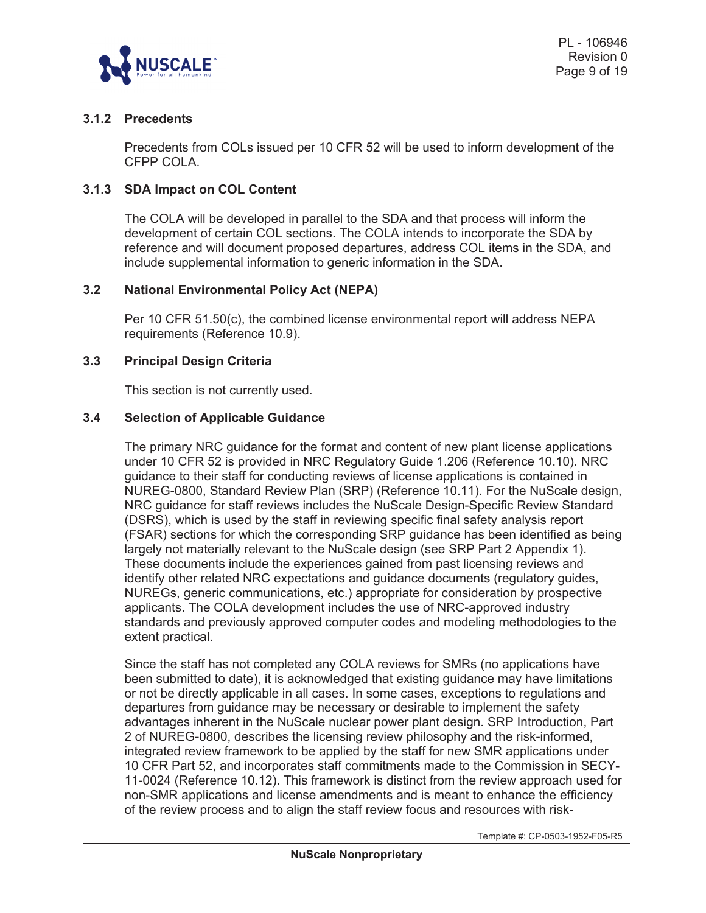### 3.1.2 Precedents

Precedents from COLs issued per 10 CFR 52 will be used to inform development of the CFPP COLA.

### 3.1.3 SDA Impact on COL Content

The COLA will be developed in parallel to the SDA and that process will inform the development of certain COL sections. The COLA intends to incorporate the SDA by reference and will document proposed departures, address COL items in the SDA, and include supplemental information to generic information in the SDA.

## 3.2 National Environmental Policy Act (NEPA)

Per 10 CFR 51.50(c), the combined license environmental report will address NEPA requirements (Reference 10.9).

## 3.3 Principal Design Criteria

This section is not currently used.

## 3.4 Selection of Applicable Guidance

The primary NRC guidance for the format and content of new plant license applications under 10 CFR 52 is provided in NRC Regulatory Guide 1.206 (Reference 10.10). NRC guidance to their staff for conducting reviews of license applications is contained in NUREG-0800, Standard Review Plan (SRP) (Reference 10.11). For the NuScale design, NRC guidance for staff reviews includes the NuScale Design-Specific Review Standard (DSRS), which is used by the staff in reviewing specific final safety analysis report (FSAR) sections for which the corresponding SRP guidance has been identified as being largely not materially relevant to the NuScale design (see SRP Part 2 Appendix 1). These documents include the experiences gained from past licensing reviews and identify other related NRC expectations and guidance documents (regulatory guides, NUREGs, generic communications, etc.) appropriate for consideration by prospective applicants. The COLA development includes the use of NRC-approved industry standards and previously approved computer codes and modeling methodologies to the extent practical.

Since the staff has not completed any COLA reviews for SMRs (no applications have been submitted to date), it is acknowledged that existing guidance may have limitations or not be directly applicable in all cases. In some cases, exceptions to regulations and departures from guidance may be necessary or desirable to implement the safety advantages inherent in the NuScale nuclear power plant design. SRP Introduction, Part 2 of NUREG-0800, describes the licensing review philosophy and the risk-informed, integrated review framework to be applied by the staff for new SMR applications under 10 CFR Part 52, and incorporates staff commitments made to the Commission in SECY-11-0024 (Reference 10.12). This framework is distinct from the review approach used for non-SMR applications and license amendments and is meant to enhance the efficiency of the review process and to align the staff review focus and resources with risk-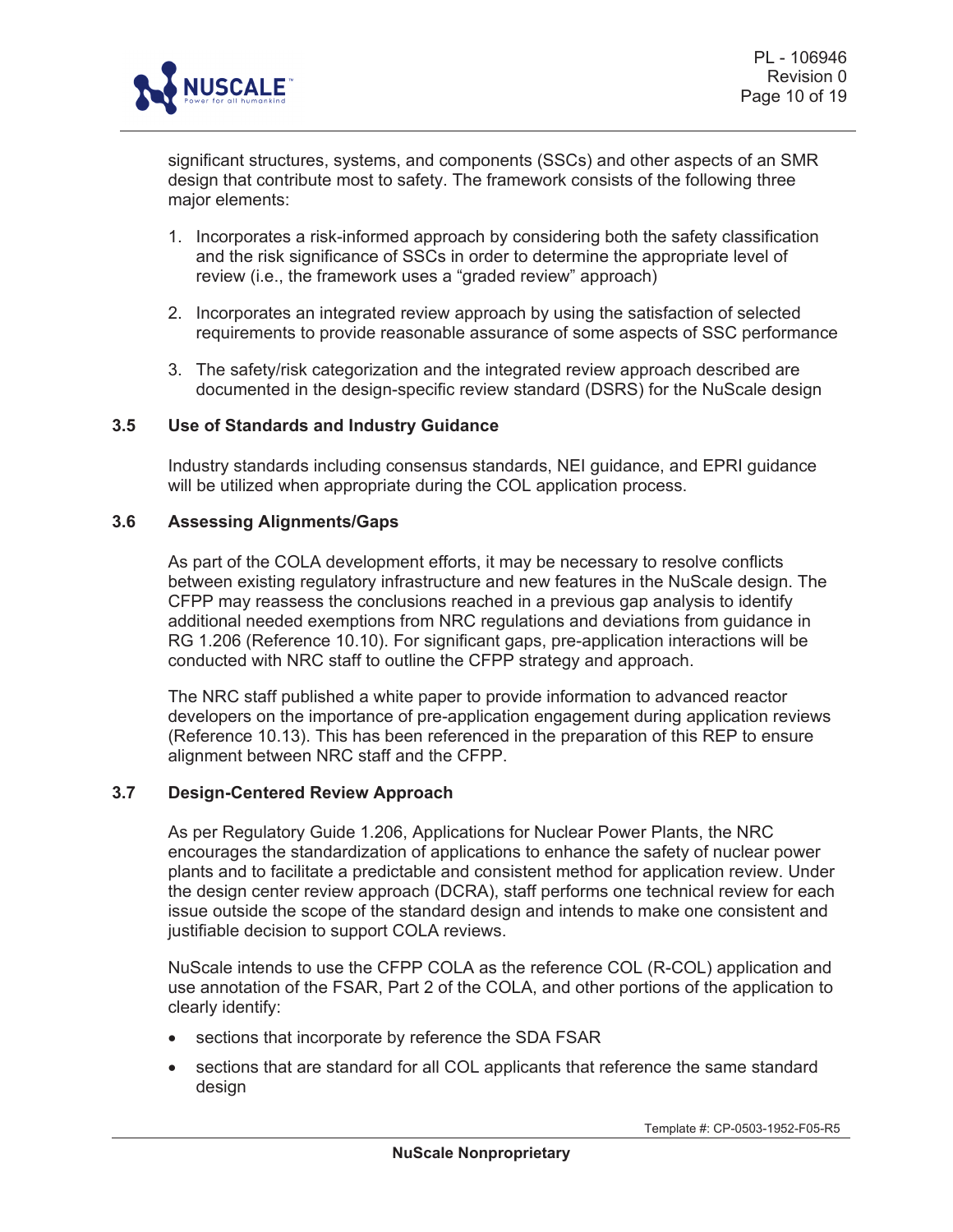significant structures, systems, and components (SSCs) and other aspects of an SMR design that contribute most to safety. The framework consists of the following three major elements:

1. Incorporates a risk-informed approach by considering both the safety classification and the risk significance of SSCs in order to determine the appropriate level of review (i.e., the framework uses a "graded review" approach)
2. Incorporates an integrated review approach by using the satisfaction of selected requirements to provide reasonable assurance of some aspects of SSC performance
3. The safety/risk categorization and the integrated review approach described are documented in the design-specific review standard (DSRS) for the NuScale design

### 3.5 Use of Standards and Industry Guidance

Industry standards including consensus standards, NEI guidance, and EPRI guidance will be utilized when appropriate during the COL application process.

### 3.6 Assessing Alignments/Gaps

As part of the COLA development efforts, it may be necessary to resolve conflicts between existing regulatory infrastructure and new features in the NuScale design. The CFPP may reassess the conclusions reached in a previous gap analysis to identify additional needed exemptions from NRC regulations and deviations from guidance in RG 1.206 (Reference 10.10). For significant gaps, pre-application interactions will be conducted with NRC staff to outline the CFPP strategy and approach.

The NRC staff published a white paper to provide information to advanced reactor developers on the importance of pre-application engagement during application reviews (Reference 10.13). This has been referenced in the preparation of this REP to ensure alignment between NRC staff and the CFPP.

### 3.7 Design-Centered Review Approach

As per Regulatory Guide 1.206, Applications for Nuclear Power Plants, the NRC encourages the standardization of applications to enhance the safety of nuclear power plants and to facilitate a predictable and consistent method for application review. Under the design center review approach (DCRA), staff performs one technical review for each issue outside the scope of the standard design and intends to make one consistent and justifiable decision to support COLA reviews.

NuScale intends to use the CFPP COLA as the reference COL (R-COL) application and use annotation of the FSAR, Part 2 of the COLA, and other portions of the application to clearly identify:

- sections that incorporate by reference the SDA FSAR
- sections that are standard for all COL applicants that reference the same standard design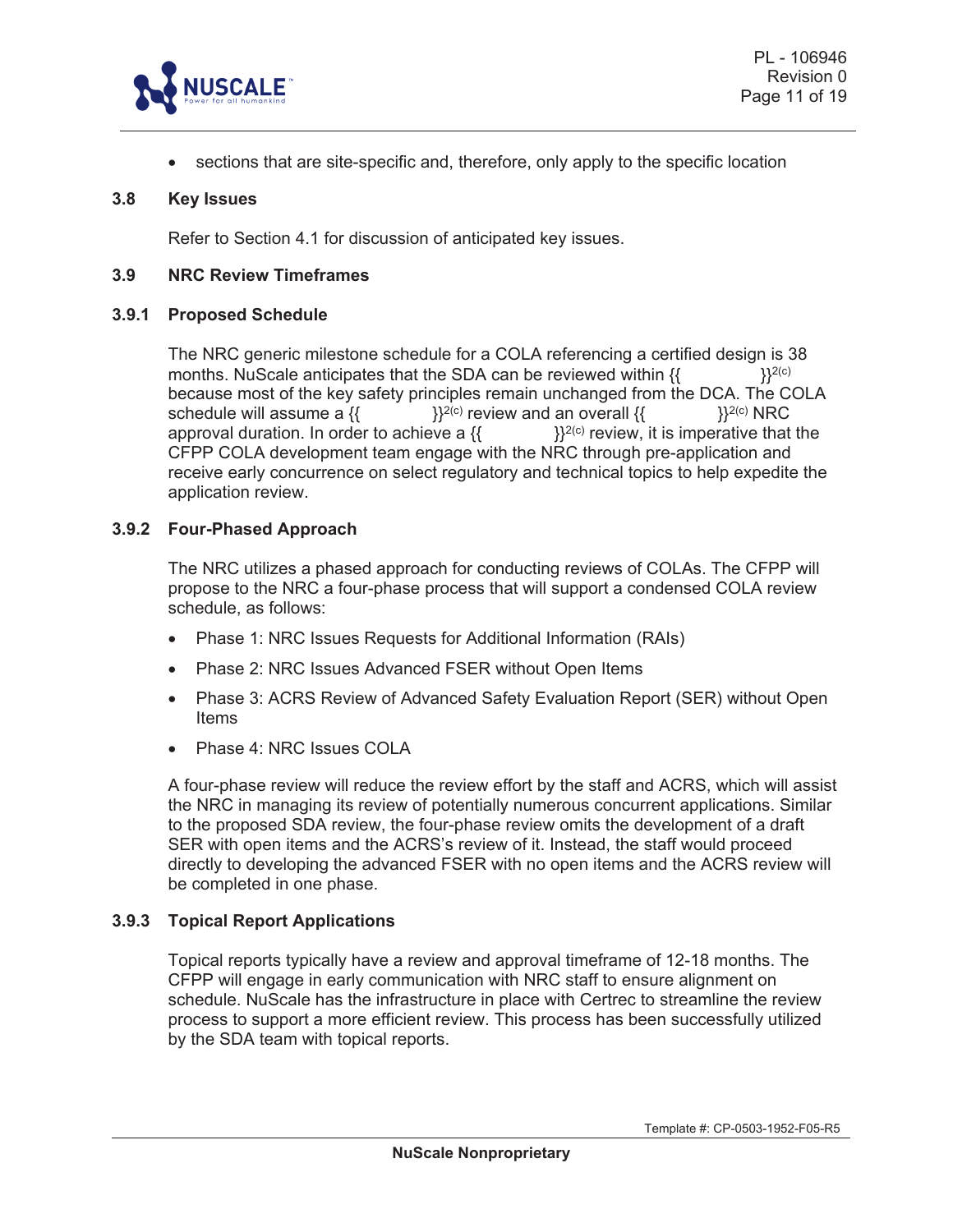- sections that are site-specific and, therefore, only apply to the specific location

### 3.8 Key Issues

Refer to Section 4.1 for discussion of anticipated key issues.

### 3.9 NRC Review Timeframes

#### 3.9.1 Proposed Schedule

The NRC generic milestone schedule for a COLA referencing a certified design is 38 months. NuScale anticipates that the SDA can be reviewed within {{ }}2(c) because most of the key safety principles remain unchanged from the DCA. The COLA schedule will assume a {{ }}2(c) review and an overall {{ }}2(c) NRC approval duration. In order to achieve a {{ }}2(c) review, it is imperative that the CFPP COLA development team engage with the NRC through pre-application and receive early concurrence on select regulatory and technical topics to help expedite the application review.

#### 3.9.2 Four-Phased Approach

The NRC utilizes a phased approach for conducting reviews of COLAs. The CFPP will propose to the NRC a four-phase process that will support a condensed COLA review schedule, as follows:

- Phase 1: NRC Issues Requests for Additional Information (RAIs)
- Phase 2: NRC Issues Advanced FSER without Open Items
- Phase 3: ACRS Review of Advanced Safety Evaluation Report (SER) without Open Items
- Phase 4: NRC Issues COLA

A four-phase review will reduce the review effort by the staff and ACRS, which will assist the NRC in managing its review of potentially numerous concurrent applications. Similar to the proposed SDA review, the four-phase review omits the development of a draft SER with open items and the ACRS's review of it. Instead, the staff would proceed directly to developing the advanced FSER with no open items and the ACRS review will be completed in one phase.

#### 3.9.3 Topical Report Applications

Topical reports typically have a review and approval timeframe of 12-18 months. The CFPP will engage in early communication with NRC staff to ensure alignment on schedule. NuScale has the infrastructure in place with Certrec to streamline the review process to support a more efficient review. This process has been successfully utilized by the SDA team with topical reports.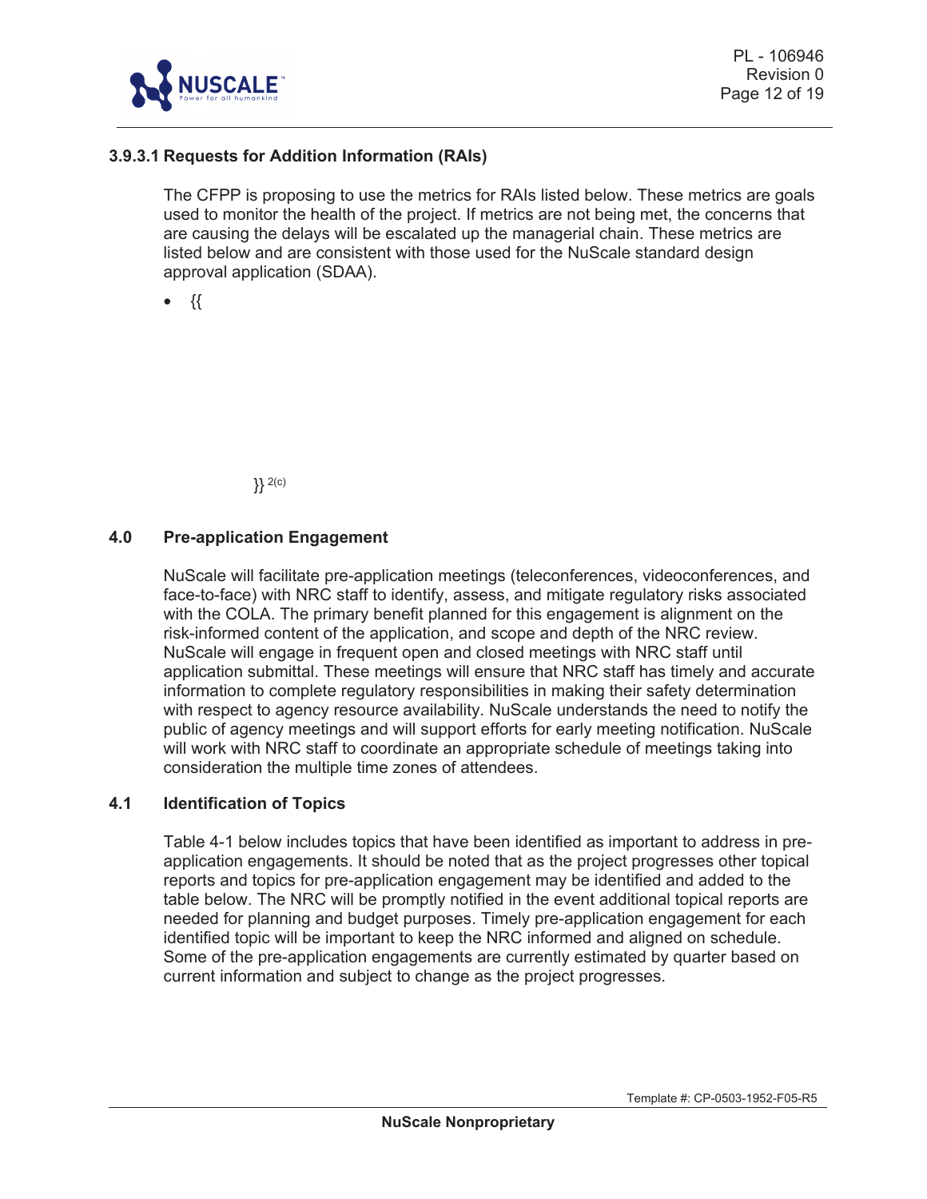#### 3.9.3.1 Requests for Addition Information (RAIs)

The CFPP is proposing to use the metrics for RAIs listed below. These metrics are goals used to monitor the health of the project. If metrics are not being met, the concerns that are causing the delays will be escalated up the managerial chain. These metrics are listed below and are consistent with those used for the NuScale standard design approval application (SDAA).

- {{

  }}2(c)

## 4.0 Pre-application Engagement

NuScale will facilitate pre-application meetings (teleconferences, videoconferences, and face-to-face) with NRC staff to identify, assess, and mitigate regulatory risks associated with the COLA. The primary benefit planned for this engagement is alignment on the risk-informed content of the application, and scope and depth of the NRC review. NuScale will engage in frequent open and closed meetings with NRC staff until application submittal. These meetings will ensure that NRC staff has timely and accurate information to complete regulatory responsibilities in making their safety determination with respect to agency resource availability. NuScale understands the need to notify the public of agency meetings and will support efforts for early meeting notification. NuScale will work with NRC staff to coordinate an appropriate schedule of meetings taking into consideration the multiple time zones of attendees.

### 4.1 Identification of Topics

Table 4-1 below includes topics that have been identified as important to address in pre-application engagements. It should be noted that as the project progresses other topical reports and topics for pre-application engagement may be identified and added to the table below. The NRC will be promptly notified in the event additional topical reports are needed for planning and budget purposes. Timely pre-application engagement for each identified topic will be important to keep the NRC informed and aligned on schedule. Some of the pre-application engagements are currently estimated by quarter based on current information and subject to change as the project progresses.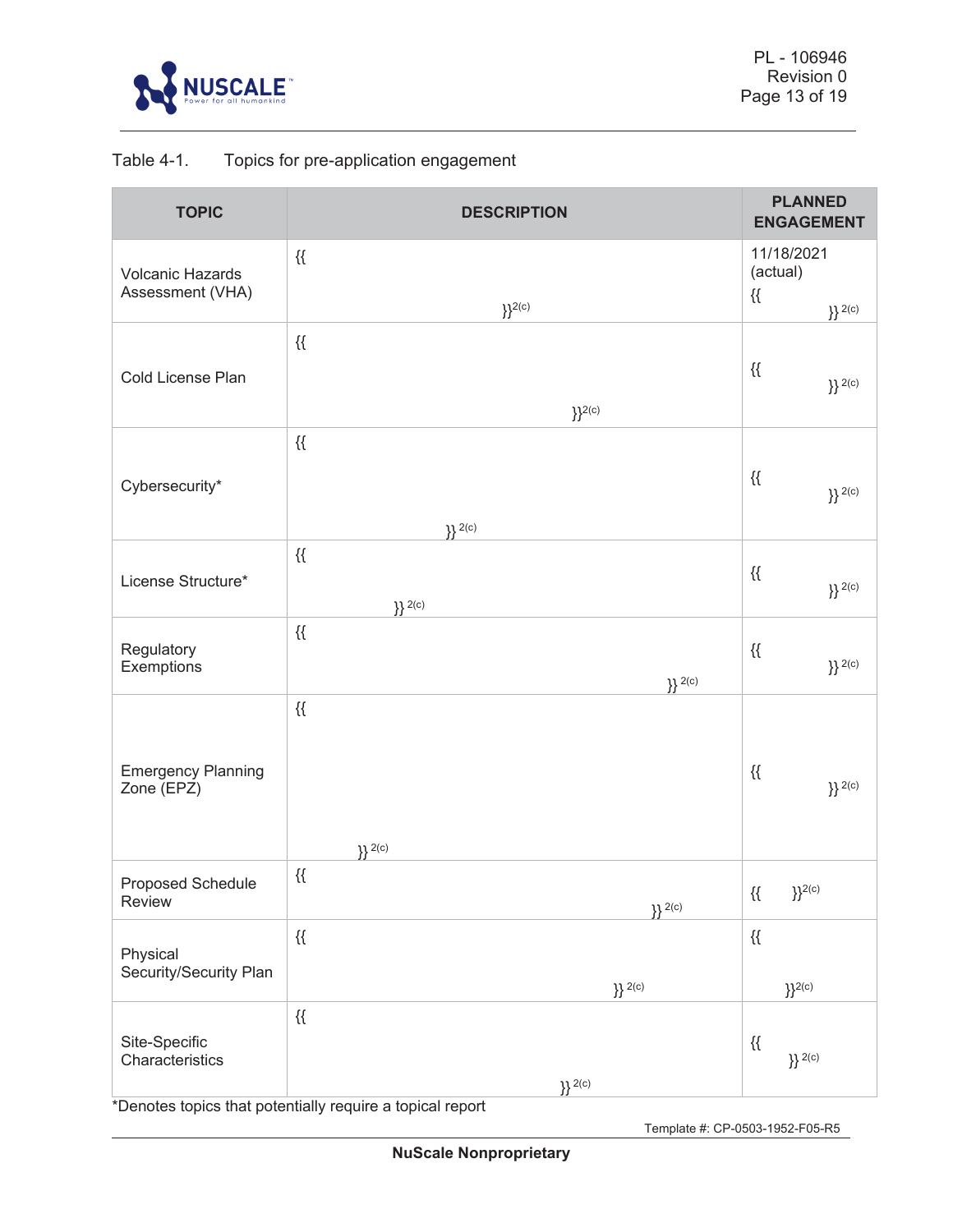Table 4-1. Topics for pre-application engagement

| TOPIC | DESCRIPTION | PLANNED ENGAGEMENT |
|---|---|---|
| Volcanic Hazards Assessment (VHA) | {{ }}2(c) | 11/18/2021 (actual) {{ }}2(c) |
| Cold License Plan | {{ }}2(c) | {{ }}2(c) |
| Cybersecurity* | {{ }}2(c) | {{ }}2(c) |
| License Structure* | {{ }}2(c) | {{ }}2(c) |
| Regulatory Exemptions | {{ }}2(c) | {{ }}2(c) |
| Emergency Planning Zone (EPZ) | {{ }}2(c) | {{ }}2(c) |
| Proposed Schedule Review | {{ }}2(c) | {{ }}2(c) |
| Physical Security/Security Plan | {{ }}2(c) | {{ }}2(c) |
| Site-Specific Characteristics | {{ }}2(c) | {{ }}2(c) |

*Denotes topics that potentially require a topical report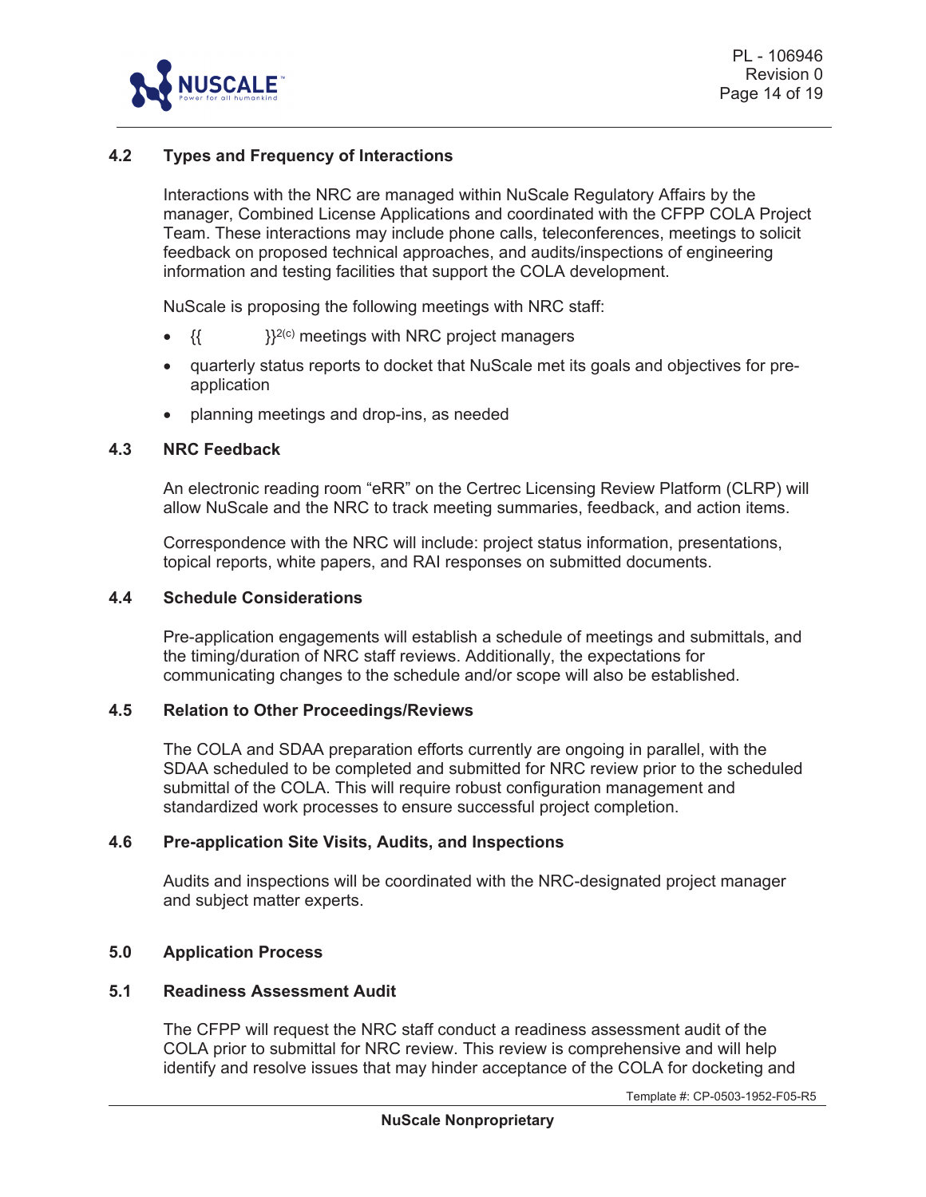### 4.2 Types and Frequency of Interactions

Interactions with the NRC are managed within NuScale Regulatory Affairs by the manager, Combined License Applications and coordinated with the CFPP COLA Project Team. These interactions may include phone calls, teleconferences, meetings to solicit feedback on proposed technical approaches, and audits/inspections of engineering information and testing facilities that support the COLA development.

NuScale is proposing the following meetings with NRC staff:

- {{ }}$^{2(c)}$ meetings with NRC project managers
- quarterly status reports to docket that NuScale met its goals and objectives for pre-application
- planning meetings and drop-ins, as needed

### 4.3 NRC Feedback

An electronic reading room "eRR" on the Certrec Licensing Review Platform (CLRP) will allow NuScale and the NRC to track meeting summaries, feedback, and action items.

Correspondence with the NRC will include: project status information, presentations, topical reports, white papers, and RAI responses on submitted documents.

### 4.4 Schedule Considerations

Pre-application engagements will establish a schedule of meetings and submittals, and the timing/duration of NRC staff reviews. Additionally, the expectations for communicating changes to the schedule and/or scope will also be established.

### 4.5 Relation to Other Proceedings/Reviews

The COLA and SDAA preparation efforts currently are ongoing in parallel, with the SDAA scheduled to be completed and submitted for NRC review prior to the scheduled submittal of the COLA. This will require robust configuration management and standardized work processes to ensure successful project completion.

### 4.6 Pre-application Site Visits, Audits, and Inspections

Audits and inspections will be coordinated with the NRC-designated project manager and subject matter experts.

## 5.0 Application Process

### 5.1 Readiness Assessment Audit

The CFPP will request the NRC staff conduct a readiness assessment audit of the COLA prior to submittal for NRC review. This review is comprehensive and will help identify and resolve issues that may hinder acceptance of the COLA for docketing and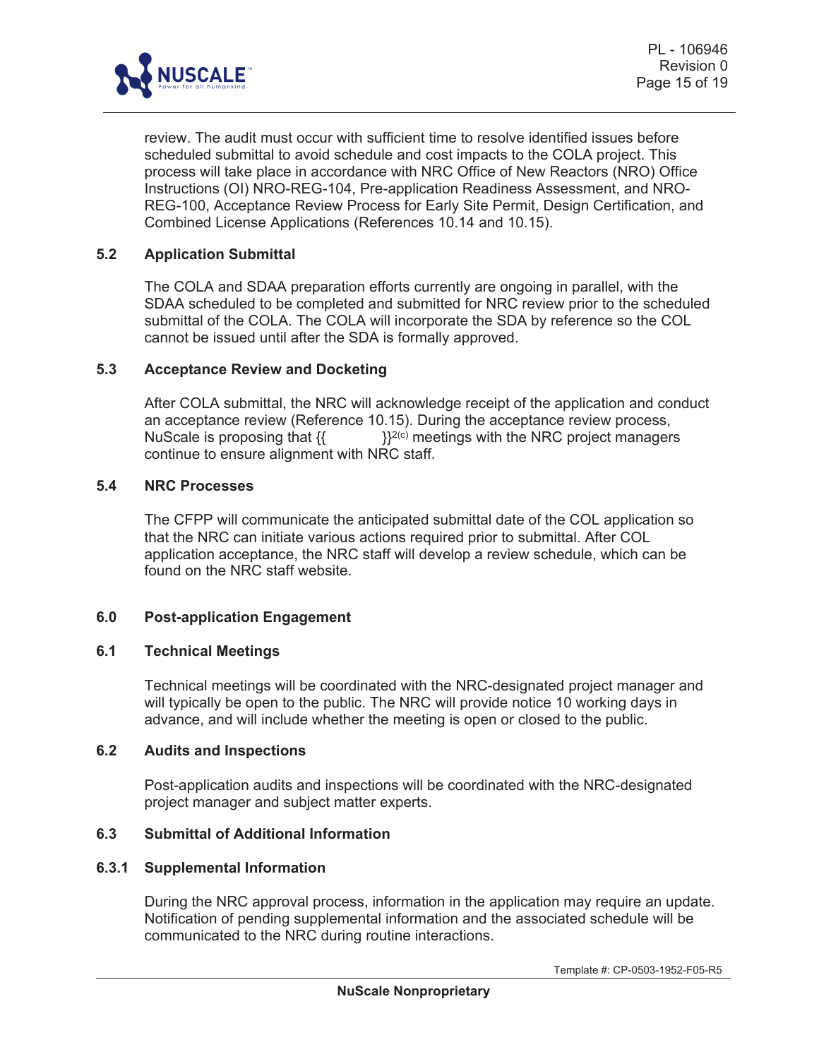review. The audit must occur with sufficient time to resolve identified issues before scheduled submittal to avoid schedule and cost impacts to the COLA project. This process will take place in accordance with NRC Office of New Reactors (NRO) Office Instructions (OI) NRO-REG-104, Pre-application Readiness Assessment, and NRO-REG-100, Acceptance Review Process for Early Site Permit, Design Certification, and Combined License Applications (References 10.14 and 10.15).

### 5.2 Application Submittal

The COLA and SDAA preparation efforts currently are ongoing in parallel, with the SDAA scheduled to be completed and submitted for NRC review prior to the scheduled submittal of the COLA. The COLA will incorporate the SDA by reference so the COL cannot be issued until after the SDA is formally approved.

### 5.3 Acceptance Review and Docketing

After COLA submittal, the NRC will acknowledge receipt of the application and conduct an acceptance review (Reference 10.15). During the acceptance review process, NuScale is proposing that {{ }}2(c) meetings with the NRC project managers continue to ensure alignment with NRC staff.

### 5.4 NRC Processes

The CFPP will communicate the anticipated submittal date of the COL application so that the NRC can initiate various actions required prior to submittal. After COL application acceptance, the NRC staff will develop a review schedule, which can be found on the NRC staff website.

## 6.0 Post-application Engagement

### 6.1 Technical Meetings

Technical meetings will be coordinated with the NRC-designated project manager and will typically be open to the public. The NRC will provide notice 10 working days in advance, and will include whether the meeting is open or closed to the public.

### 6.2 Audits and Inspections

Post-application audits and inspections will be coordinated with the NRC-designated project manager and subject matter experts.

### 6.3 Submittal of Additional Information

#### 6.3.1 Supplemental Information

During the NRC approval process, information in the application may require an update. Notification of pending supplemental information and the associated schedule will be communicated to the NRC during routine interactions.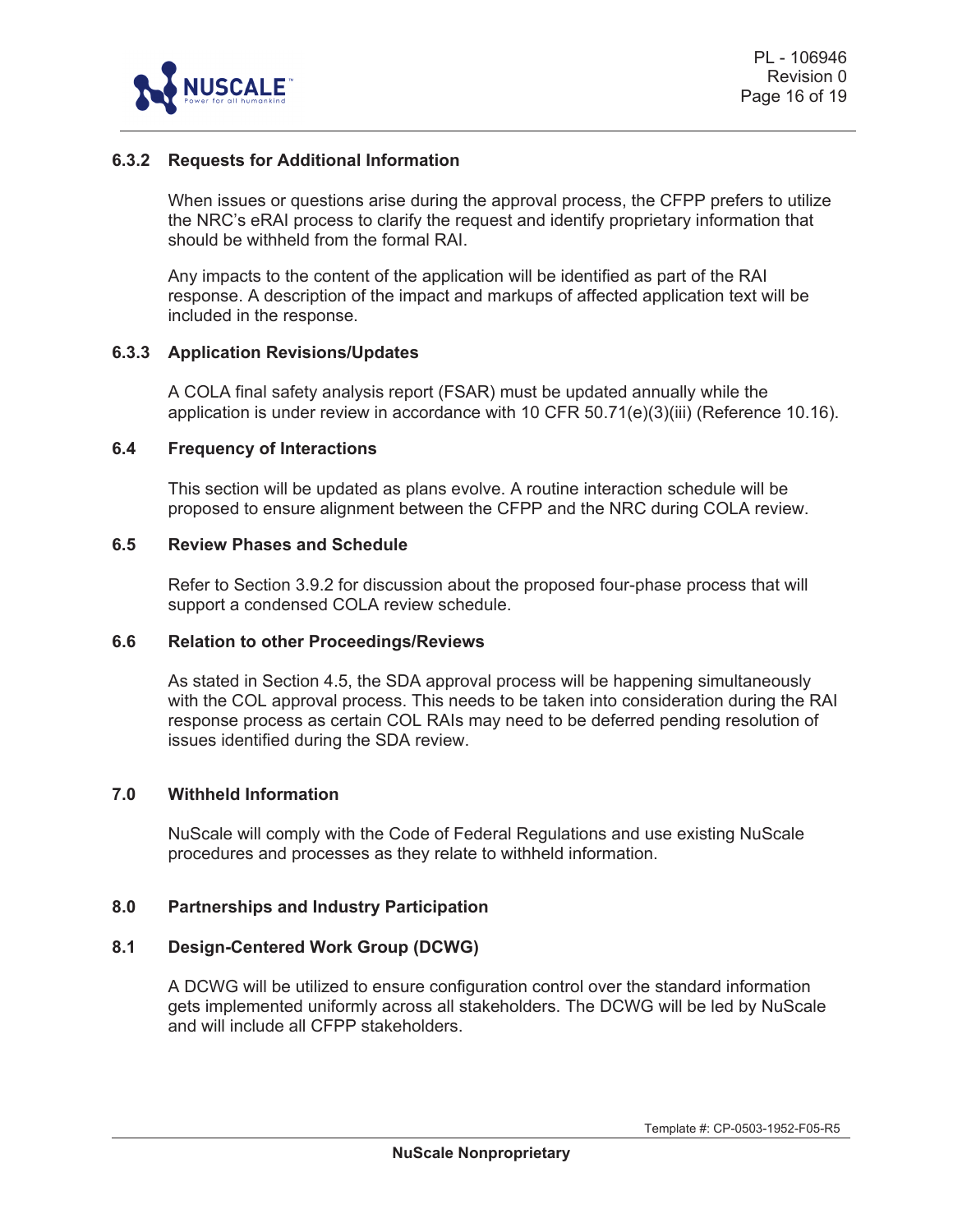### 6.3.2 Requests for Additional Information

When issues or questions arise during the approval process, the CFPP prefers to utilize the NRC's eRAI process to clarify the request and identify proprietary information that should be withheld from the formal RAI.

Any impacts to the content of the application will be identified as part of the RAI response. A description of the impact and markups of affected application text will be included in the response.

### 6.3.3 Application Revisions/Updates

A COLA final safety analysis report (FSAR) must be updated annually while the application is under review in accordance with 10 CFR 50.71(e)(3)(iii) (Reference 10.16).

## 6.4 Frequency of Interactions

This section will be updated as plans evolve. A routine interaction schedule will be proposed to ensure alignment between the CFPP and the NRC during COLA review.

## 6.5 Review Phases and Schedule

Refer to Section 3.9.2 for discussion about the proposed four-phase process that will support a condensed COLA review schedule.

## 6.6 Relation to other Proceedings/Reviews

As stated in Section 4.5, the SDA approval process will be happening simultaneously with the COL approval process. This needs to be taken into consideration during the RAI response process as certain COL RAIs may need to be deferred pending resolution of issues identified during the SDA review.

# 7.0 Withheld Information

NuScale will comply with the Code of Federal Regulations and use existing NuScale procedures and processes as they relate to withheld information.

# 8.0 Partnerships and Industry Participation

## 8.1 Design-Centered Work Group (DCWG)

A DCWG will be utilized to ensure configuration control over the standard information gets implemented uniformly across all stakeholders. The DCWG will be led by NuScale and will include all CFPP stakeholders.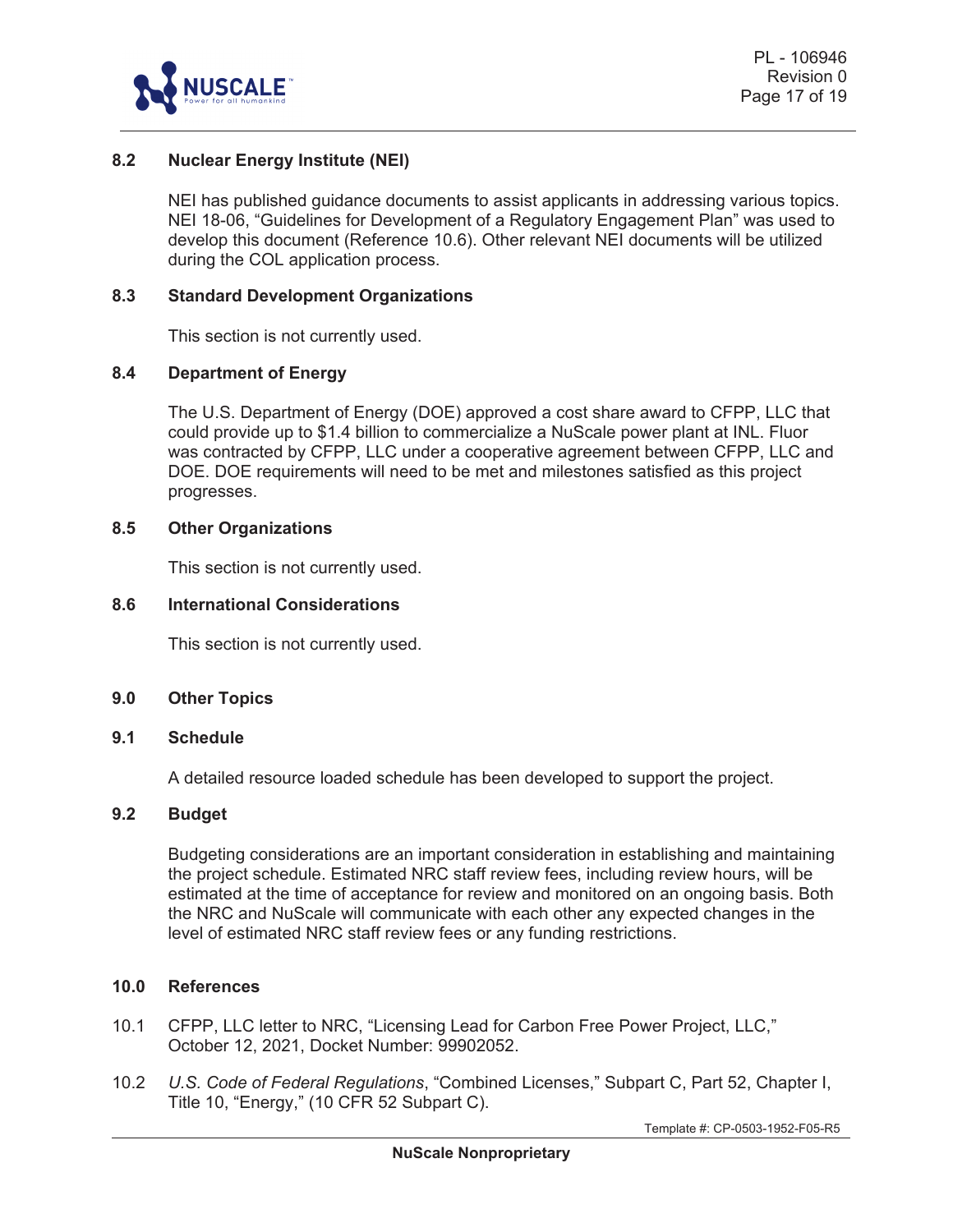### 8.2 Nuclear Energy Institute (NEI)

NEI has published guidance documents to assist applicants in addressing various topics. NEI 18-06, "Guidelines for Development of a Regulatory Engagement Plan" was used to develop this document (Reference 10.6). Other relevant NEI documents will be utilized during the COL application process.

### 8.3 Standard Development Organizations

This section is not currently used.

### 8.4 Department of Energy

The U.S. Department of Energy (DOE) approved a cost share award to CFPP, LLC that could provide up to $1.4 billion to commercialize a NuScale power plant at INL. Fluor was contracted by CFPP, LLC under a cooperative agreement between CFPP, LLC and DOE. DOE requirements will need to be met and milestones satisfied as this project progresses.

### 8.5 Other Organizations

This section is not currently used.

### 8.6 International Considerations

This section is not currently used.

## 9.0 Other Topics

### 9.1 Schedule

A detailed resource loaded schedule has been developed to support the project.

### 9.2 Budget

Budgeting considerations are an important consideration in establishing and maintaining the project schedule. Estimated NRC staff review fees, including review hours, will be estimated at the time of acceptance for review and monitored on an ongoing basis. Both the NRC and NuScale will communicate with each other any expected changes in the level of estimated NRC staff review fees or any funding restrictions.

## 10.0 References

10.1 CFPP, LLC letter to NRC, "Licensing Lead for Carbon Free Power Project, LLC," October 12, 2021, Docket Number: 99902052.

10.2 *U.S. Code of Federal Regulations*, "Combined Licenses," Subpart C, Part 52, Chapter I, Title 10, "Energy," (10 CFR 52 Subpart C).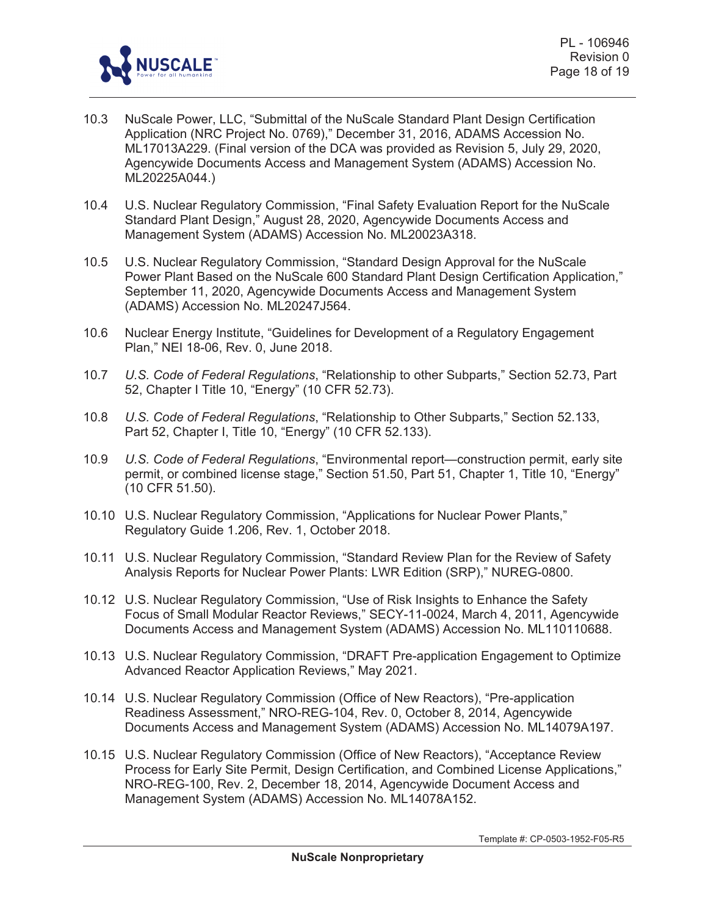10.3 NuScale Power, LLC, "Submittal of the NuScale Standard Plant Design Certification Application (NRC Project No. 0769)," December 31, 2016, ADAMS Accession No. ML17013A229. (Final version of the DCA was provided as Revision 5, July 29, 2020, Agencywide Documents Access and Management System (ADAMS) Accession No. ML20225A044.)

10.4 U.S. Nuclear Regulatory Commission, "Final Safety Evaluation Report for the NuScale Standard Plant Design," August 28, 2020, Agencywide Documents Access and Management System (ADAMS) Accession No. ML20023A318.

10.5 U.S. Nuclear Regulatory Commission, "Standard Design Approval for the NuScale Power Plant Based on the NuScale 600 Standard Plant Design Certification Application," September 11, 2020, Agencywide Documents Access and Management System (ADAMS) Accession No. ML20247J564.

10.6 Nuclear Energy Institute, "Guidelines for Development of a Regulatory Engagement Plan," NEI 18-06, Rev. 0, June 2018.

10.7 *U.S. Code of Federal Regulations*, "Relationship to other Subparts," Section 52.73, Part 52, Chapter I Title 10, "Energy" (10 CFR 52.73).

10.8 *U.S. Code of Federal Regulations*, "Relationship to Other Subparts," Section 52.133, Part 52, Chapter I, Title 10, "Energy" (10 CFR 52.133).

10.9 *U.S. Code of Federal Regulations*, "Environmental report—construction permit, early site permit, or combined license stage," Section 51.50, Part 51, Chapter 1, Title 10, "Energy" (10 CFR 51.50).

10.10 U.S. Nuclear Regulatory Commission, "Applications for Nuclear Power Plants," Regulatory Guide 1.206, Rev. 1, October 2018.

10.11 U.S. Nuclear Regulatory Commission, "Standard Review Plan for the Review of Safety Analysis Reports for Nuclear Power Plants: LWR Edition (SRP)," NUREG-0800.

10.12 U.S. Nuclear Regulatory Commission, "Use of Risk Insights to Enhance the Safety Focus of Small Modular Reactor Reviews," SECY-11-0024, March 4, 2011, Agencywide Documents Access and Management System (ADAMS) Accession No. ML110110688.

10.13 U.S. Nuclear Regulatory Commission, "DRAFT Pre-application Engagement to Optimize Advanced Reactor Application Reviews," May 2021.

10.14 U.S. Nuclear Regulatory Commission (Office of New Reactors), "Pre-application Readiness Assessment," NRO-REG-104, Rev. 0, October 8, 2014, Agencywide Documents Access and Management System (ADAMS) Accession No. ML14079A197.

10.15 U.S. Nuclear Regulatory Commission (Office of New Reactors), "Acceptance Review Process for Early Site Permit, Design Certification, and Combined License Applications," NRO-REG-100, Rev. 2, December 18, 2014, Agencywide Document Access and Management System (ADAMS) Accession No. ML14078A152.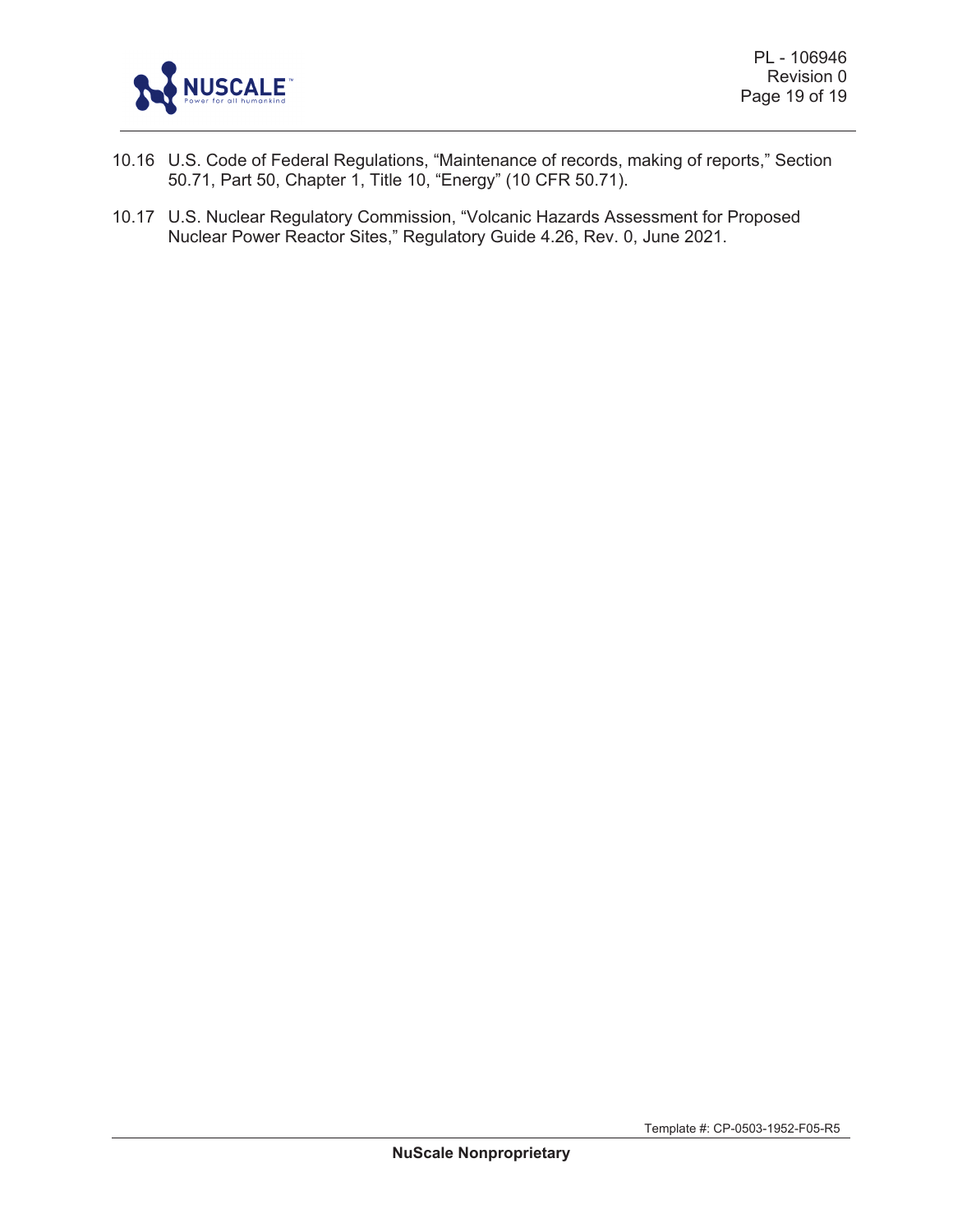10.16 U.S. Code of Federal Regulations, “Maintenance of records, making of reports,” Section 50.71, Part 50, Chapter 1, Title 10, “Energy” (10 CFR 50.71).

10.17 U.S. Nuclear Regulatory Commission, “Volcanic Hazards Assessment for Proposed Nuclear Power Reactor Sites,” Regulatory Guide 4.26, Rev. 0, June 2021.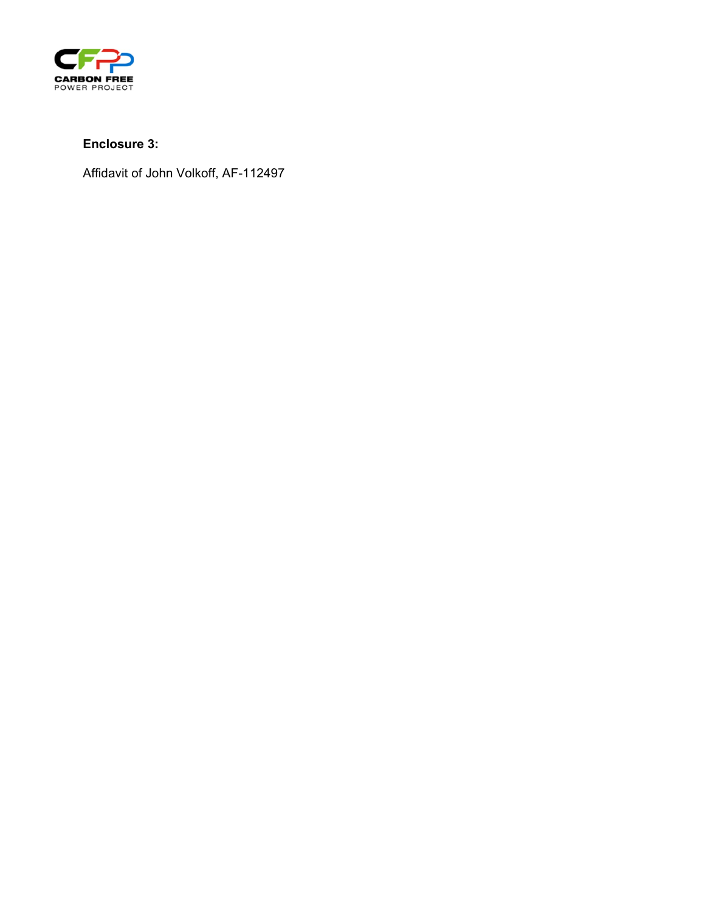**Enclosure 3:**

Affidavit of John Volkoff, AF-112497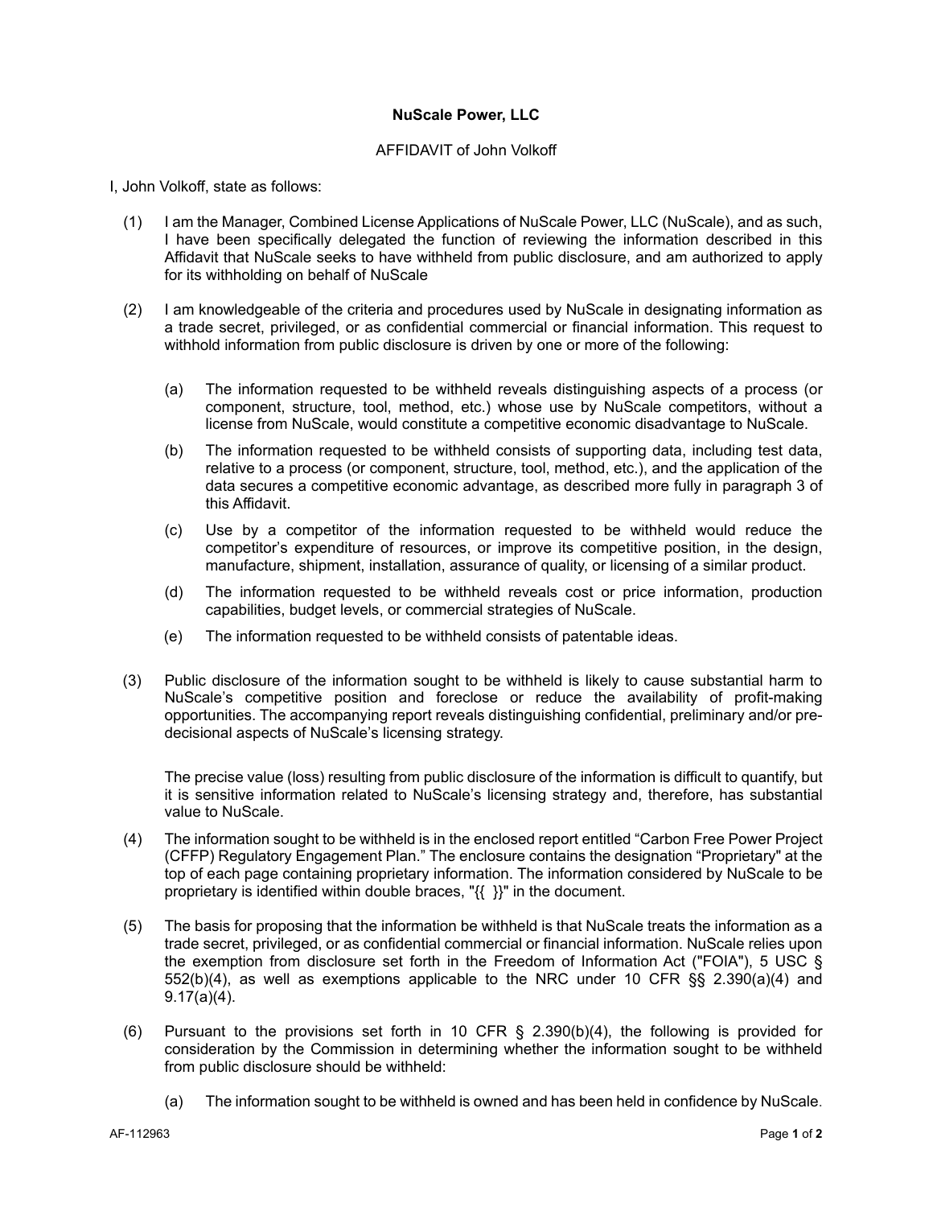**NuScale Power, LLC**

AFFIDAVIT of John Volkoff

I, John Volkoff, state as follows:

(1) I am the Manager, Combined License Applications of NuScale Power, LLC (NuScale), and as such, I have been specifically delegated the function of reviewing the information described in this Affidavit that NuScale seeks to have withheld from public disclosure, and am authorized to apply for its withholding on behalf of NuScale

(2) I am knowledgeable of the criteria and procedures used by NuScale in designating information as a trade secret, privileged, or as confidential commercial or financial information. This request to withhold information from public disclosure is driven by one or more of the following:

   (a) The information requested to be withheld reveals distinguishing aspects of a process (or component, structure, tool, method, etc.) whose use by NuScale competitors, without a license from NuScale, would constitute a competitive economic disadvantage to NuScale.

   (b) The information requested to be withheld consists of supporting data, including test data, relative to a process (or component, structure, tool, method, etc.), and the application of the data secures a competitive economic advantage, as described more fully in paragraph 3 of this Affidavit.

   (c) Use by a competitor of the information requested to be withheld would reduce the competitor's expenditure of resources, or improve its competitive position, in the design, manufacture, shipment, installation, assurance of quality, or licensing of a similar product.

   (d) The information requested to be withheld reveals cost or price information, production capabilities, budget levels, or commercial strategies of NuScale.

   (e) The information requested to be withheld consists of patentable ideas.

(3) Public disclosure of the information sought to be withheld is likely to cause substantial harm to NuScale's competitive position and foreclose or reduce the availability of profit-making opportunities. The accompanying report reveals distinguishing confidential, preliminary and/or pre-decisional aspects of NuScale's licensing strategy.

   The precise value (loss) resulting from public disclosure of the information is difficult to quantify, but it is sensitive information related to NuScale's licensing strategy and, therefore, has substantial value to NuScale.

(4) The information sought to be withheld is in the enclosed report entitled "Carbon Free Power Project (CFFP) Regulatory Engagement Plan." The enclosure contains the designation "Proprietary" at the top of each page containing proprietary information. The information considered by NuScale to be proprietary is identified within double braces, "{{ }}" in the document.

(5) The basis for proposing that the information be withheld is that NuScale treats the information as a trade secret, privileged, or as confidential commercial or financial information. NuScale relies upon the exemption from disclosure set forth in the Freedom of Information Act ("FOIA"), 5 USC § 552(b)(4), as well as exemptions applicable to the NRC under 10 CFR §§ 2.390(a)(4) and 9.17(a)(4).

(6) Pursuant to the provisions set forth in 10 CFR § 2.390(b)(4), the following is provided for consideration by the Commission in determining whether the information sought to be withheld from public disclosure should be withheld:

   (a) The information sought to be withheld is owned and has been held in confidence by NuScale.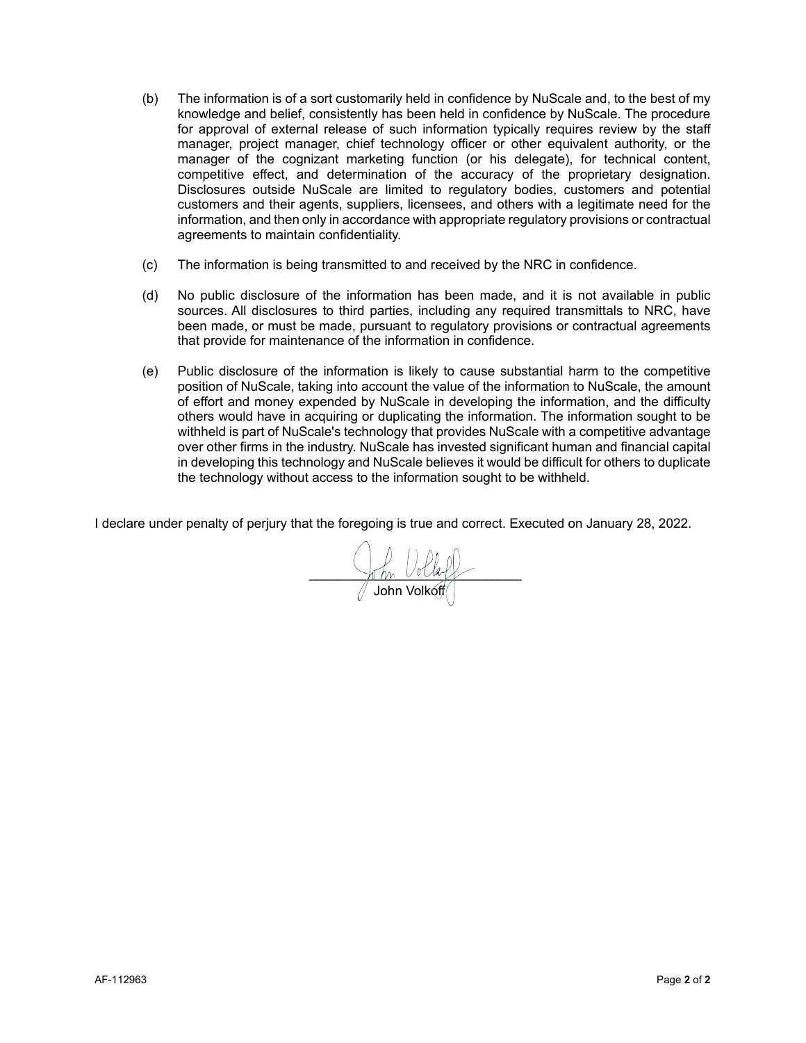(b) The information is of a sort customarily held in confidence by NuScale and, to the best of my knowledge and belief, consistently has been held in confidence by NuScale. The procedure for approval of external release of such information typically requires review by the staff manager, project manager, chief technology officer or other equivalent authority, or the manager of the cognizant marketing function (or his delegate), for technical content, competitive effect, and determination of the accuracy of the proprietary designation. Disclosures outside NuScale are limited to regulatory bodies, customers and potential customers and their agents, suppliers, licensees, and others with a legitimate need for the information, and then only in accordance with appropriate regulatory provisions or contractual agreements to maintain confidentiality.

(c) The information is being transmitted to and received by the NRC in confidence.

(d) No public disclosure of the information has been made, and it is not available in public sources. All disclosures to third parties, including any required transmittals to NRC, have been made, or must be made, pursuant to regulatory provisions or contractual agreements that provide for maintenance of the information in confidence.

(e) Public disclosure of the information is likely to cause substantial harm to the competitive position of NuScale, taking into account the value of the information to NuScale, the amount of effort and money expended by NuScale in developing the information, and the difficulty others would have in acquiring or duplicating the information. The information sought to be withheld is part of NuScale's technology that provides NuScale with a competitive advantage over other firms in the industry. NuScale has invested significant human and financial capital in developing this technology and NuScale believes it would be difficult for others to duplicate the technology without access to the information sought to be withheld.

I declare under penalty of perjury that the foregoing is true and correct. Executed on January 28, 2022.

John Volkoff

John Volkoff

AF-112963